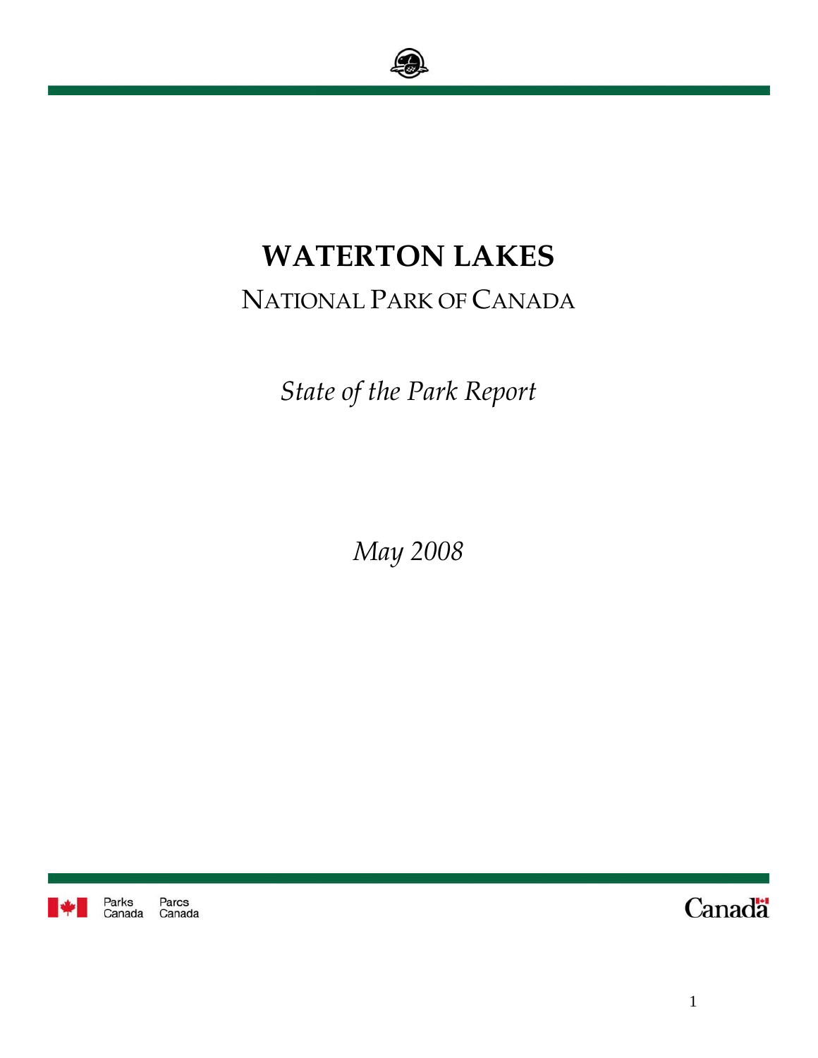# WATERTON LAKES

## NATIONAL PARK OF CANADA

*State of the Park Report*

*May 2008*

Parks Canada Parcs Canada

Canada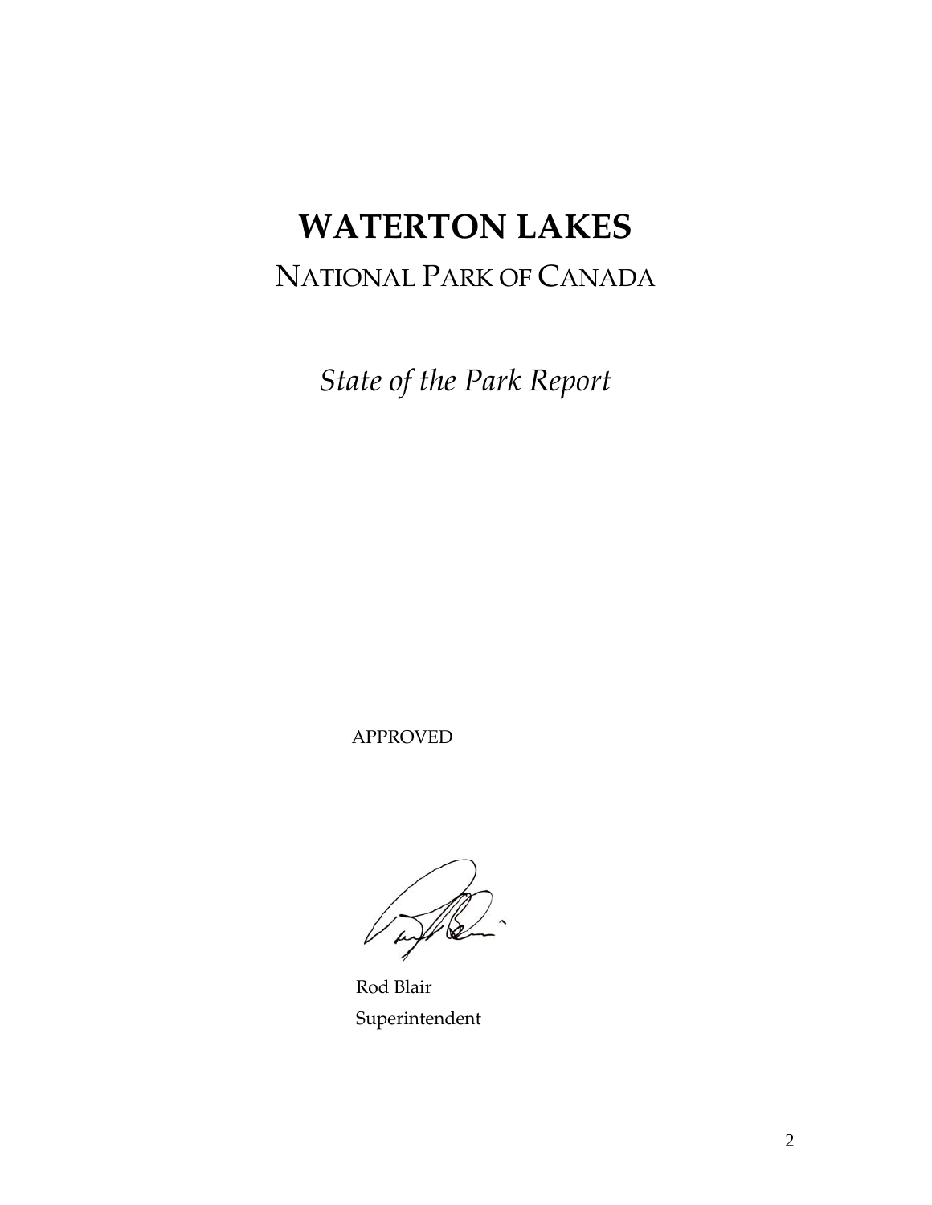# WATERTON LAKES

## NATIONAL PARK OF CANADA

*State of the Park Report*

APPROVED

Rod Blair

Superintendent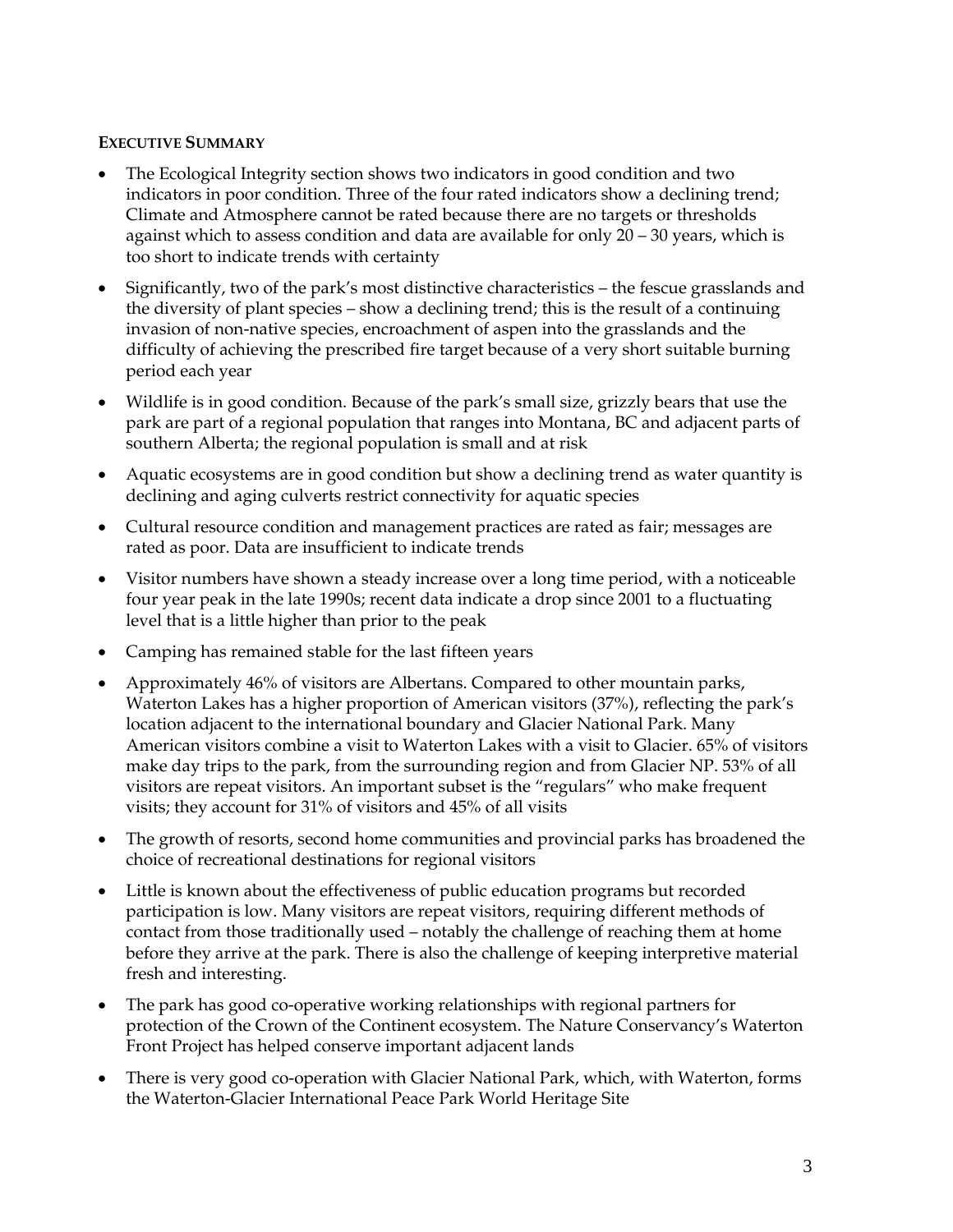## Executive Summary

- The Ecological Integrity section shows two indicators in good condition and two indicators in poor condition. Three of the four rated indicators show a declining trend; Climate and Atmosphere cannot be rated because there are no targets or thresholds against which to assess condition and data are available for only 20 – 30 years, which is too short to indicate trends with certainty
- Significantly, two of the park's most distinctive characteristics – the fescue grasslands and the diversity of plant species – show a declining trend; this is the result of a continuing invasion of non-native species, encroachment of aspen into the grasslands and the difficulty of achieving the prescribed fire target because of a very short suitable burning period each year
- Wildlife is in good condition. Because of the park's small size, grizzly bears that use the park are part of a regional population that ranges into Montana, BC and adjacent parts of southern Alberta; the regional population is small and at risk
- Aquatic ecosystems are in good condition but show a declining trend as water quantity is declining and aging culverts restrict connectivity for aquatic species
- Cultural resource condition and management practices are rated as fair; messages are rated as poor. Data are insufficient to indicate trends
- Visitor numbers have shown a steady increase over a long time period, with a noticeable four year peak in the late 1990s; recent data indicate a drop since 2001 to a fluctuating level that is a little higher than prior to the peak
- Camping has remained stable for the last fifteen years
- Approximately 46% of visitors are Albertans. Compared to other mountain parks, Waterton Lakes has a higher proportion of American visitors (37%), reflecting the park's location adjacent to the international boundary and Glacier National Park. Many American visitors combine a visit to Waterton Lakes with a visit to Glacier. 65% of visitors make day trips to the park, from the surrounding region and from Glacier NP. 53% of all visitors are repeat visitors. An important subset is the "regulars" who make frequent visits; they account for 31% of visitors and 45% of all visits
- The growth of resorts, second home communities and provincial parks has broadened the choice of recreational destinations for regional visitors
- Little is known about the effectiveness of public education programs but recorded participation is low. Many visitors are repeat visitors, requiring different methods of contact from those traditionally used – notably the challenge of reaching them at home before they arrive at the park. There is also the challenge of keeping interpretive material fresh and interesting.
- The park has good co-operative working relationships with regional partners for protection of the Crown of the Continent ecosystem. The Nature Conservancy's Waterton Front Project has helped conserve important adjacent lands
- There is very good co-operation with Glacier National Park, which, with Waterton, forms the Waterton-Glacier International Peace Park World Heritage Site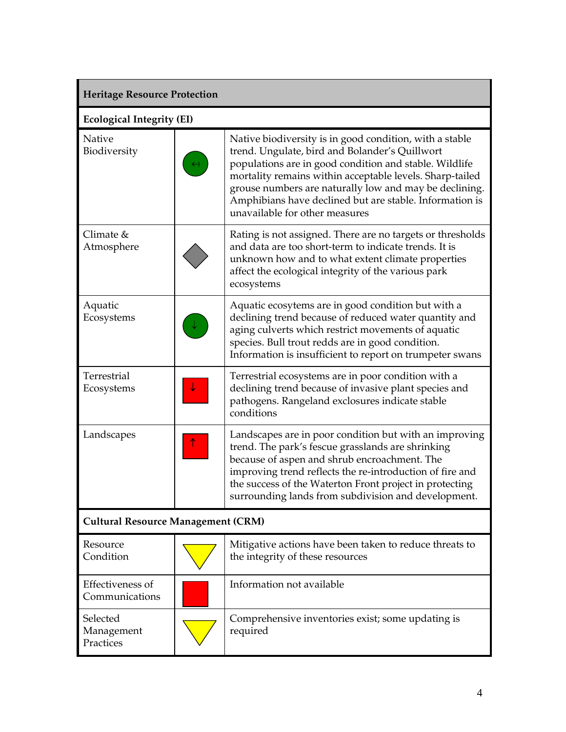| Heritage Resource Protection | | |
|---|---|---|
| **Ecological Integrity (EI)** | | |
| Native Biodiversity | ↔ | Native biodiversity is in good condition, with a stable trend. Ungulate, bird and Bolander's Quillwort populations are in good condition and stable. Wildlife mortality remains within acceptable levels. Sharp-tailed grouse numbers are naturally low and may be declining. Amphibians have declined but are stable. Information is unavailable for other measures |
| Climate & Atmosphere | | Rating is not assigned. There are no targets or thresholds and data are too short-term to indicate trends. It is unknown how and to what extent climate properties affect the ecological integrity of the various park ecosystems |
| Aquatic Ecosystems | ↓ | Aquatic ecosytems are in good condition but with a declining trend because of reduced water quantity and aging culverts which restrict movements of aquatic species. Bull trout redds are in good condition. Information is insufficient to report on trumpeter swans |
| Terrestrial Ecosystems | ↓ | Terrestrial ecosystems are in poor condition with a declining trend because of invasive plant species and pathogens. Rangeland exclosures indicate stable conditions |
| Landscapes | ↑ | Landscapes are in poor condition but with an improving trend. The park's fescue grasslands are shrinking because of aspen and shrub encroachment. The improving trend reflects the re-introduction of fire and the success of the Waterton Front project in protecting surrounding lands from subdivision and development. |
| **Cultural Resource Management (CRM)** | | |
| Resource Condition | | Mitigative actions have been taken to reduce threats to the integrity of these resources |
| Effectiveness of Communications | | Information not available |
| Selected Management Practices | | Comprehensive inventories exist; some updating is required |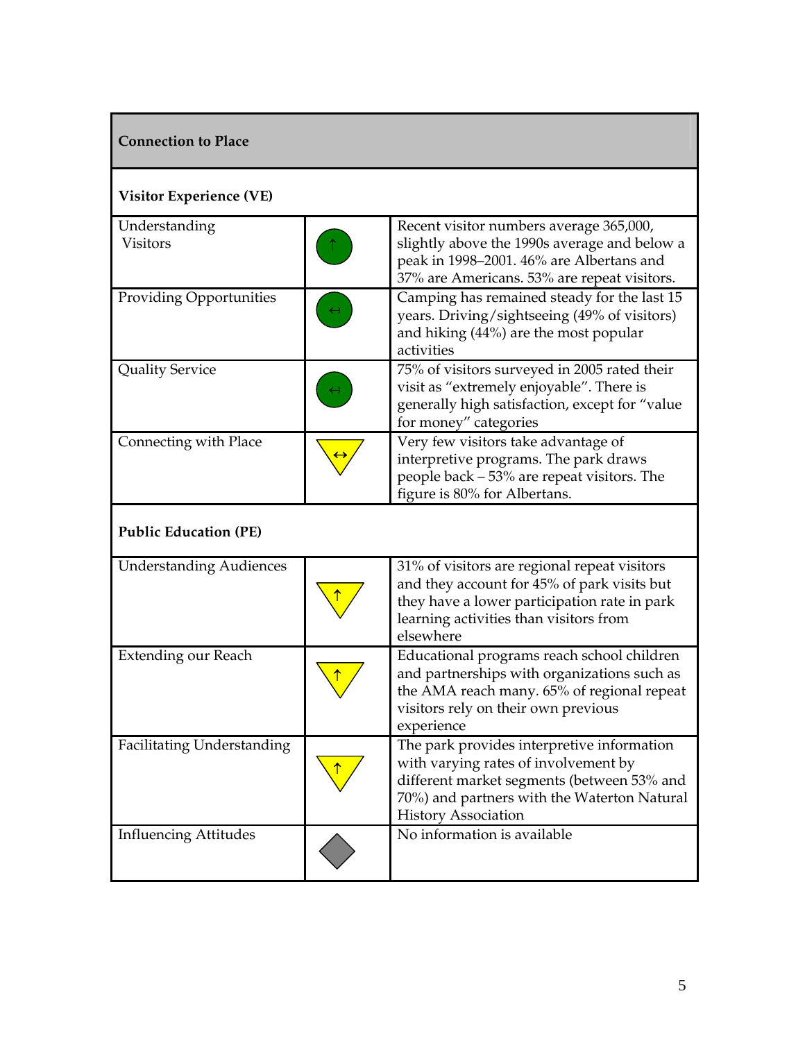| Connection to Place | | |
|---|---|---|
| **Visitor Experience (VE)** | | |
| Understanding Visitors | ↑ | Recent visitor numbers average 365,000, slightly above the 1990s average and below a peak in 1998–2001. 46% are Albertans and 37% are Americans. 53% are repeat visitors. |
| Providing Opportunities | ↔ | Camping has remained steady for the last 15 years. Driving/sightseeing (49% of visitors) and hiking (44%) are the most popular activities |
| Quality Service | ↔ | 75% of visitors surveyed in 2005 rated their visit as "extremely enjoyable". There is generally high satisfaction, except for "value for money" categories |
| Connecting with Place | ↔ | Very few visitors take advantage of interpretive programs. The park draws people back – 53% are repeat visitors. The figure is 80% for Albertans. |
| **Public Education (PE)** | | |
| Understanding Audiences | ↑ | 31% of visitors are regional repeat visitors and they account for 45% of park visits but they have a lower participation rate in park learning activities than visitors from elsewhere |
| Extending our Reach | ↑ | Educational programs reach school children and partnerships with organizations such as the AMA reach many. 65% of regional repeat visitors rely on their own previous experience |
| Facilitating Understanding | ↑ | The park provides interpretive information with varying rates of involvement by different market segments (between 53% and 70%) and partners with the Waterton Natural History Association |
| Influencing Attitudes | | No information is available |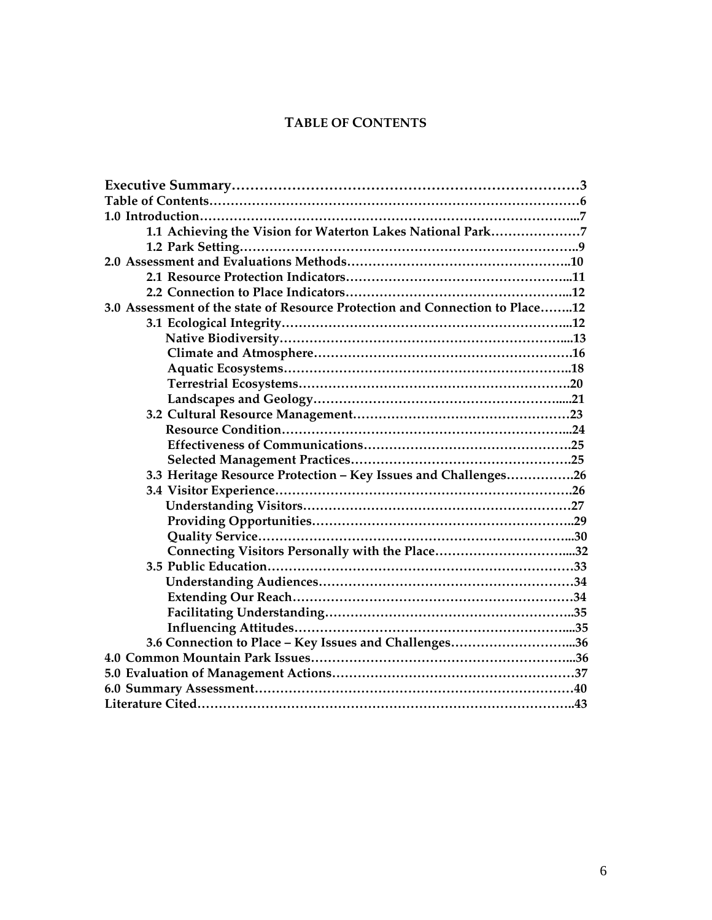# TABLE OF CONTENTS

**Executive Summary…………………………………………………………………3**
**Table of Contents…………………………………………………………………………6**
**1.0 Introduction……………………………………………………………………………...7**
- **1.1 Achieving the Vision for Waterton Lakes National Park…………………7**
- **1.2 Park Setting…………………………………………………………………..9**

**2.0 Assessment and Evaluations Methods……………………………………………..10**
- **2.1 Resource Protection Indicators……………………………………………...11**
- **2.2 Connection to Place Indicators……………………………………………...12**

**3.0 Assessment of the state of Resource Protection and Connection to Place……..12**
- **3.1 Ecological Integrity…………………………………………………………...12**
  - **Native Biodiversity…………………………………………………………....13**
  - **Climate and Atmosphere……………………………………………………16**
  - **Aquatic Ecosystems…………………………………………………………..18**
  - **Terrestrial Ecosystems……………………………………………………….20**
  - **Landscapes and Geology……………………………………………………....21**
- **3.2 Cultural Resource Management…………………………………………23**
  - **Resource Condition…………………………………………………………...24**
  - **Effectiveness of Communications…………………………………………25**
  - **Selected Management Practices……………………………………………25**
- **3.3 Heritage Resource Protection – Key Issues and Challenges…………….26**
- **3.4 Visitor Experience…………………………………………………………….26**
  - **Understanding Visitors……………………………………………………27**
  - **Providing Opportunities……………………………………………………..29**
  - **Quality Service………………………………………………………………...30**
  - **Connecting Visitors Personally with the Place…………………………....32**
- **3.5 Public Education………………………………………………………………33**
  - **Understanding Audiences……………………………………………………34**
  - **Extending Our Reach…………………………………………………………34**
  - **Facilitating Understanding…………………………………………………..35**
  - **Influencing Attitudes………………………………………………………....35**
- **3.6 Connection to Place – Key Issues and Challenges………………………...36**

**4.0 Common Mountain Park Issues……………………………………………………...36**
**5.0 Evaluation of Management Actions…………………………………………………37**
**6.0 Summary Assessment………………………………………………………………….40**
**Literature Cited…………………………………………………………………………..43**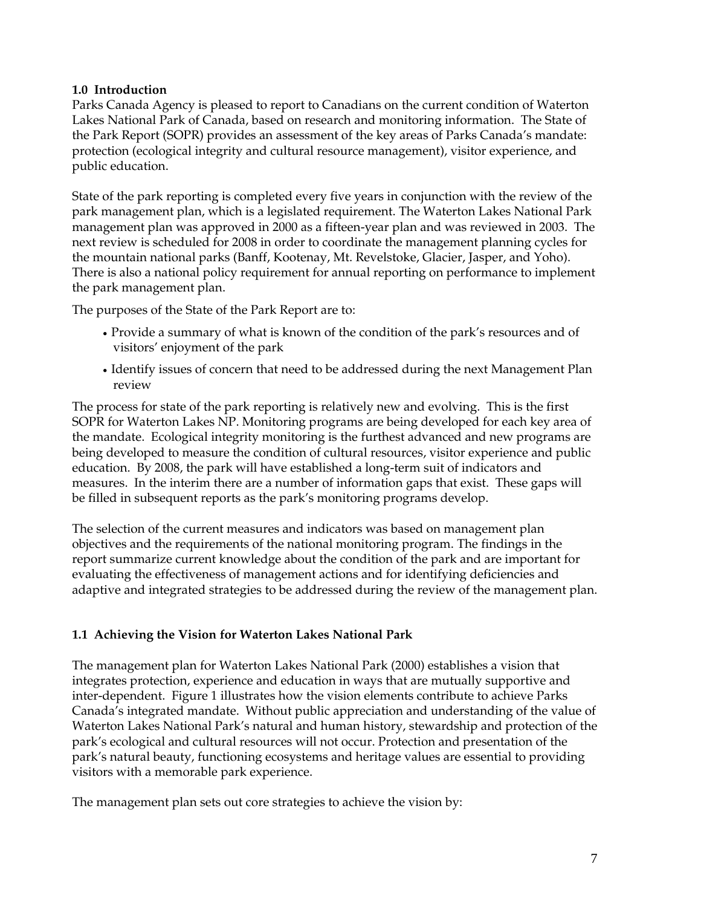## 1.0 Introduction

Parks Canada Agency is pleased to report to Canadians on the current condition of Waterton Lakes National Park of Canada, based on research and monitoring information. The State of the Park Report (SOPR) provides an assessment of the key areas of Parks Canada's mandate: protection (ecological integrity and cultural resource management), visitor experience, and public education.

State of the park reporting is completed every five years in conjunction with the review of the park management plan, which is a legislated requirement. The Waterton Lakes National Park management plan was approved in 2000 as a fifteen-year plan and was reviewed in 2003. The next review is scheduled for 2008 in order to coordinate the management planning cycles for the mountain national parks (Banff, Kootenay, Mt. Revelstoke, Glacier, Jasper, and Yoho). There is also a national policy requirement for annual reporting on performance to implement the park management plan.

The purposes of the State of the Park Report are to:

- Provide a summary of what is known of the condition of the park's resources and of visitors' enjoyment of the park
- Identify issues of concern that need to be addressed during the next Management Plan review

The process for state of the park reporting is relatively new and evolving. This is the first SOPR for Waterton Lakes NP. Monitoring programs are being developed for each key area of the mandate. Ecological integrity monitoring is the furthest advanced and new programs are being developed to measure the condition of cultural resources, visitor experience and public education. By 2008, the park will have established a long-term suit of indicators and measures. In the interim there are a number of information gaps that exist. These gaps will be filled in subsequent reports as the park's monitoring programs develop.

The selection of the current measures and indicators was based on management plan objectives and the requirements of the national monitoring program. The findings in the report summarize current knowledge about the condition of the park and are important for evaluating the effectiveness of management actions and for identifying deficiencies and adaptive and integrated strategies to be addressed during the review of the management plan.

### 1.1 Achieving the Vision for Waterton Lakes National Park

The management plan for Waterton Lakes National Park (2000) establishes a vision that integrates protection, experience and education in ways that are mutually supportive and inter-dependent. Figure 1 illustrates how the vision elements contribute to achieve Parks Canada's integrated mandate. Without public appreciation and understanding of the value of Waterton Lakes National Park's natural and human history, stewardship and protection of the park's ecological and cultural resources will not occur. Protection and presentation of the park's natural beauty, functioning ecosystems and heritage values are essential to providing visitors with a memorable park experience.

The management plan sets out core strategies to achieve the vision by: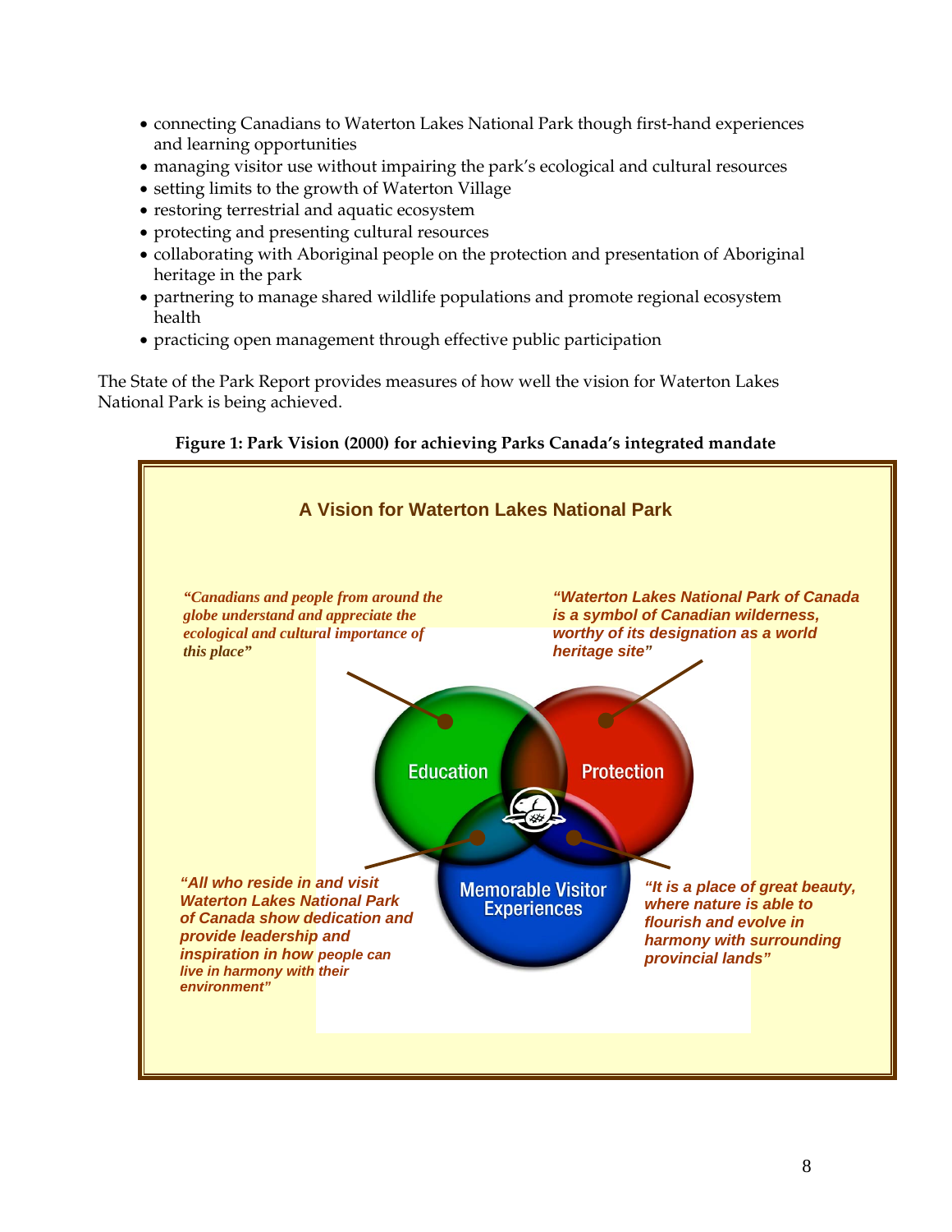- connecting Canadians to Waterton Lakes National Park though first-hand experiences and learning opportunities
- managing visitor use without impairing the park's ecological and cultural resources
- setting limits to the growth of Waterton Village
- restoring terrestrial and aquatic ecosystem
- protecting and presenting cultural resources
- collaborating with Aboriginal people on the protection and presentation of Aboriginal heritage in the park
- partnering to manage shared wildlife populations and promote regional ecosystem health
- practicing open management through effective public participation

The State of the Park Report provides measures of how well the vision for Waterton Lakes National Park is being achieved.

**Figure 1: Park Vision (2000) for achieving Parks Canada's integrated mandate**

**A Vision for Waterton Lakes National Park**

*"Canadians and people from around the globe understand and appreciate the ecological and cultural importance of this place"*

*"Waterton Lakes National Park of Canada is a symbol of Canadian wilderness, worthy of its designation as a world heritage site"*

Education

Protection

Memorable Visitor Experiences

*"All who reside in and visit Waterton Lakes National Park of Canada show dedication and provide leadership and inspiration in how people can live in harmony with their environment"*

*"It is a place of great beauty, where nature is able to flourish and evolve in harmony with surrounding provincial lands"*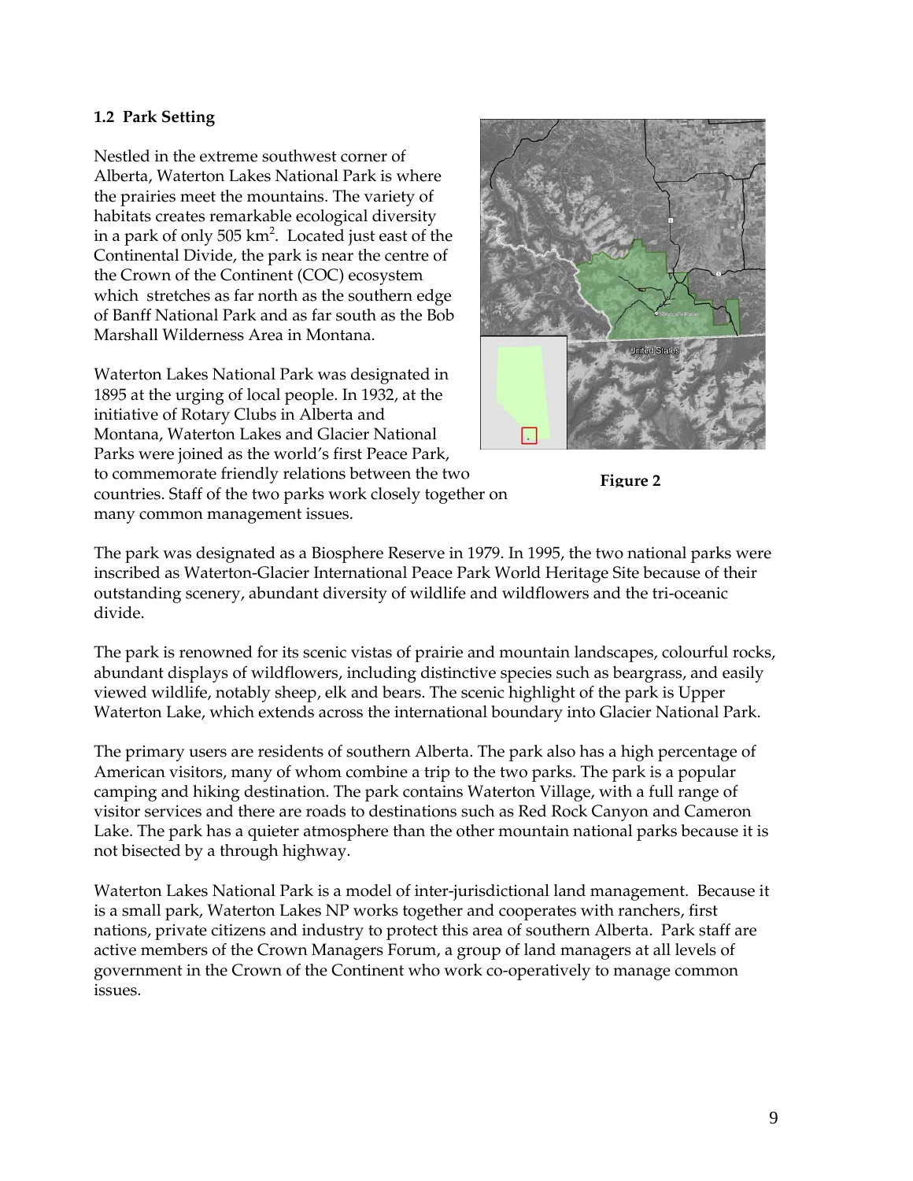### 1.2 Park Setting

Nestled in the extreme southwest corner of Alberta, Waterton Lakes National Park is where the prairies meet the mountains. The variety of habitats creates remarkable ecological diversity in a park of only 505 km$^2$. Located just east of the Continental Divide, the park is near the centre of the Crown of the Continent (COC) ecosystem which stretches as far north as the southern edge of Banff National Park and as far south as the Bob Marshall Wilderness Area in Montana.

Waterton Lakes National Park was designated in 1895 at the urging of local people. In 1932, at the initiative of Rotary Clubs in Alberta and Montana, Waterton Lakes and Glacier National Parks were joined as the world's first Peace Park, to commemorate friendly relations between the two countries. Staff of the two parks work closely together on many common management issues.

**Figure 2**

The park was designated as a Biosphere Reserve in 1979. In 1995, the two national parks were inscribed as Waterton-Glacier International Peace Park World Heritage Site because of their outstanding scenery, abundant diversity of wildlife and wildflowers and the tri-oceanic divide.

The park is renowned for its scenic vistas of prairie and mountain landscapes, colourful rocks, abundant displays of wildflowers, including distinctive species such as beargrass, and easily viewed wildlife, notably sheep, elk and bears. The scenic highlight of the park is Upper Waterton Lake, which extends across the international boundary into Glacier National Park.

The primary users are residents of southern Alberta. The park also has a high percentage of American visitors, many of whom combine a trip to the two parks. The park is a popular camping and hiking destination. The park contains Waterton Village, with a full range of visitor services and there are roads to destinations such as Red Rock Canyon and Cameron Lake. The park has a quieter atmosphere than the other mountain national parks because it is not bisected by a through highway.

Waterton Lakes National Park is a model of inter-jurisdictional land management. Because it is a small park, Waterton Lakes NP works together and cooperates with ranchers, first nations, private citizens and industry to protect this area of southern Alberta. Park staff are active members of the Crown Managers Forum, a group of land managers at all levels of government in the Crown of the Continent who work co-operatively to manage common issues.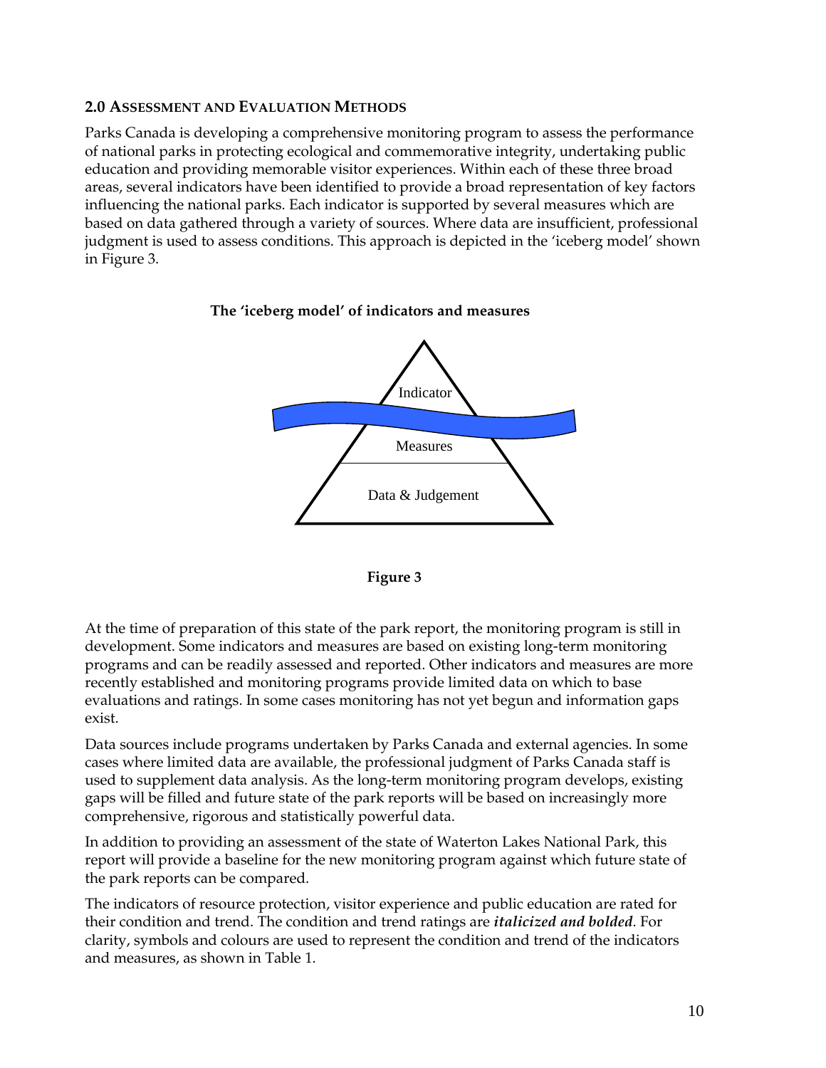## 2.0 Assessment and Evaluation Methods

Parks Canada is developing a comprehensive monitoring program to assess the performance of national parks in protecting ecological and commemorative integrity, undertaking public education and providing memorable visitor experiences. Within each of these three broad areas, several indicators have been identified to provide a broad representation of key factors influencing the national parks. Each indicator is supported by several measures which are based on data gathered through a variety of sources. Where data are insufficient, professional judgment is used to assess conditions. This approach is depicted in the 'iceberg model' shown in Figure 3.

**The 'iceberg model' of indicators and measures**

Indicator

Measures

Data & Judgement

**Figure 3**

At the time of preparation of this state of the park report, the monitoring program is still in development. Some indicators and measures are based on existing long-term monitoring programs and can be readily assessed and reported. Other indicators and measures are more recently established and monitoring programs provide limited data on which to base evaluations and ratings. In some cases monitoring has not yet begun and information gaps exist.

Data sources include programs undertaken by Parks Canada and external agencies. In some cases where limited data are available, the professional judgment of Parks Canada staff is used to supplement data analysis. As the long-term monitoring program develops, existing gaps will be filled and future state of the park reports will be based on increasingly more comprehensive, rigorous and statistically powerful data.

In addition to providing an assessment of the state of Waterton Lakes National Park, this report will provide a baseline for the new monitoring program against which future state of the park reports can be compared.

The indicators of resource protection, visitor experience and public education are rated for their condition and trend. The condition and trend ratings are ***italicized and bolded***. For clarity, symbols and colours are used to represent the condition and trend of the indicators and measures, as shown in Table 1.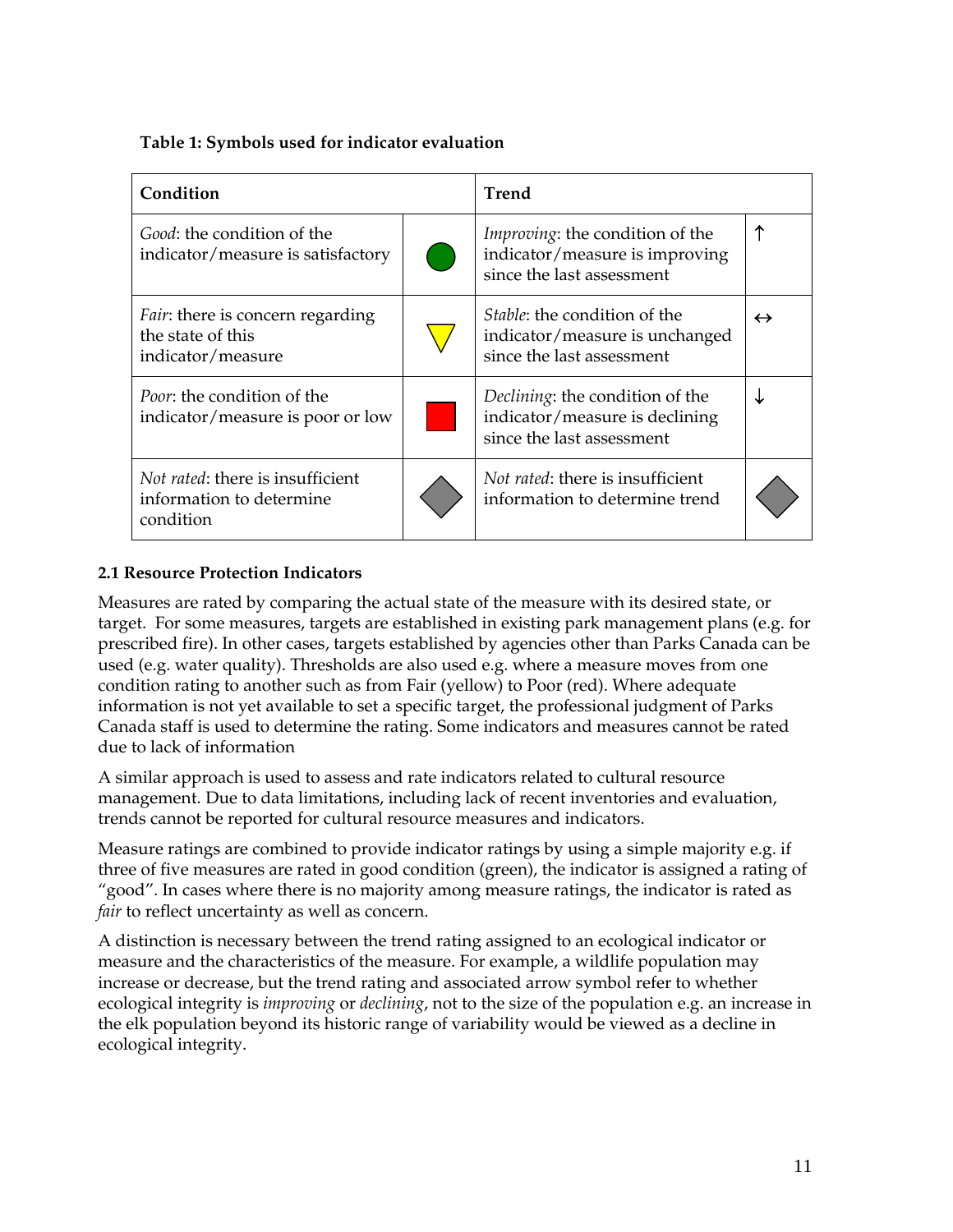**Table 1: Symbols used for indicator evaluation**

| Condition | | Trend | |
|---|---|---|---|
| *Good*: the condition of the indicator/measure is satisfactory | ● (green circle) | *Improving*: the condition of the indicator/measure is improving since the last assessment | ↑ |
| *Fair*: there is concern regarding the state of this indicator/measure | ▼ (yellow triangle) | *Stable*: the condition of the indicator/measure is unchanged since the last assessment | ↔ |
| *Poor*: the condition of the indicator/measure is poor or low | ■ (red square) | *Declining*: the condition of the indicator/measure is declining since the last assessment | ↓ |
| *Not rated*: there is insufficient information to determine condition | ◆ (grey diamond) | *Not rated*: there is insufficient information to determine trend | ◆ (grey diamond) |

### 2.1 Resource Protection Indicators

Measures are rated by comparing the actual state of the measure with its desired state, or target. For some measures, targets are established in existing park management plans (e.g. for prescribed fire). In other cases, targets established by agencies other than Parks Canada can be used (e.g. water quality). Thresholds are also used e.g. where a measure moves from one condition rating to another such as from Fair (yellow) to Poor (red). Where adequate information is not yet available to set a specific target, the professional judgment of Parks Canada staff is used to determine the rating. Some indicators and measures cannot be rated due to lack of information

A similar approach is used to assess and rate indicators related to cultural resource management. Due to data limitations, including lack of recent inventories and evaluation, trends cannot be reported for cultural resource measures and indicators.

Measure ratings are combined to provide indicator ratings by using a simple majority e.g. if three of five measures are rated in good condition (green), the indicator is assigned a rating of "good". In cases where there is no majority among measure ratings, the indicator is rated as *fair* to reflect uncertainty as well as concern.

A distinction is necessary between the trend rating assigned to an ecological indicator or measure and the characteristics of the measure. For example, a wildlife population may increase or decrease, but the trend rating and associated arrow symbol refer to whether ecological integrity is *improving* or *declining*, not to the size of the population e.g. an increase in the elk population beyond its historic range of variability would be viewed as a decline in ecological integrity.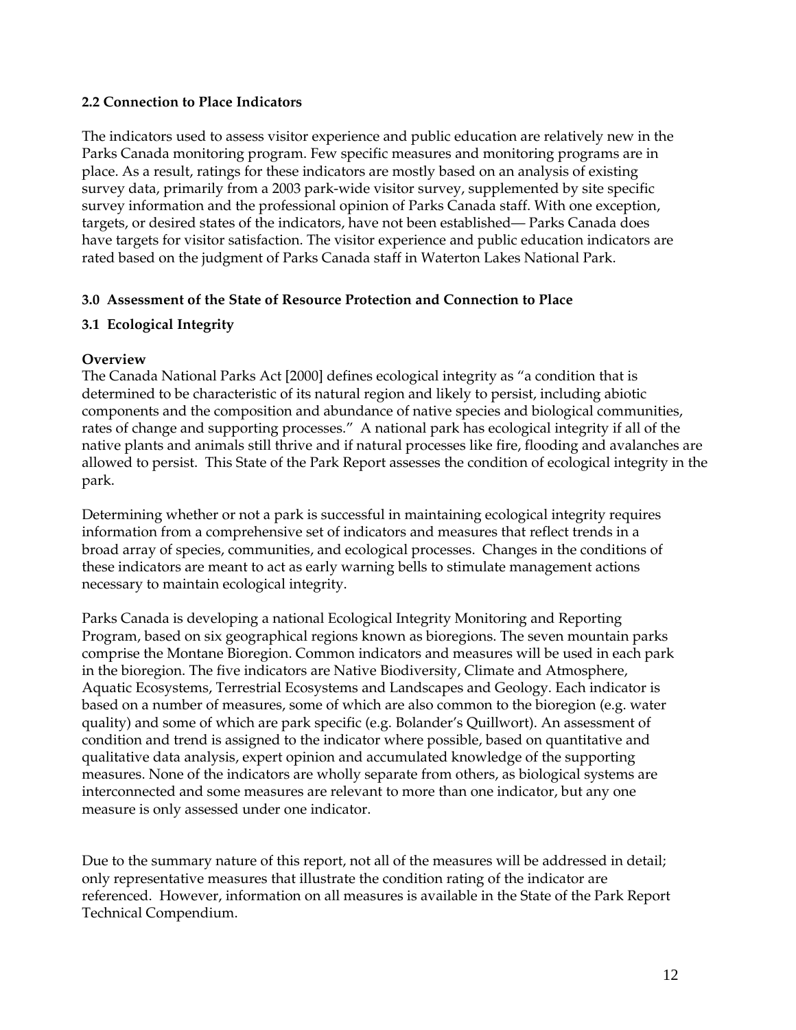### 2.2 Connection to Place Indicators

The indicators used to assess visitor experience and public education are relatively new in the Parks Canada monitoring program. Few specific measures and monitoring programs are in place. As a result, ratings for these indicators are mostly based on an analysis of existing survey data, primarily from a 2003 park-wide visitor survey, supplemented by site specific survey information and the professional opinion of Parks Canada staff. With one exception, targets, or desired states of the indicators, have not been established— Parks Canada does have targets for visitor satisfaction. The visitor experience and public education indicators are rated based on the judgment of Parks Canada staff in Waterton Lakes National Park.

## 3.0 Assessment of the State of Resource Protection and Connection to Place

### 3.1 Ecological Integrity

**Overview**

The Canada National Parks Act [2000] defines ecological integrity as "a condition that is determined to be characteristic of its natural region and likely to persist, including abiotic components and the composition and abundance of native species and biological communities, rates of change and supporting processes." A national park has ecological integrity if all of the native plants and animals still thrive and if natural processes like fire, flooding and avalanches are allowed to persist. This State of the Park Report assesses the condition of ecological integrity in the park.

Determining whether or not a park is successful in maintaining ecological integrity requires information from a comprehensive set of indicators and measures that reflect trends in a broad array of species, communities, and ecological processes. Changes in the conditions of these indicators are meant to act as early warning bells to stimulate management actions necessary to maintain ecological integrity.

Parks Canada is developing a national Ecological Integrity Monitoring and Reporting Program, based on six geographical regions known as bioregions. The seven mountain parks comprise the Montane Bioregion. Common indicators and measures will be used in each park in the bioregion. The five indicators are Native Biodiversity, Climate and Atmosphere, Aquatic Ecosystems, Terrestrial Ecosystems and Landscapes and Geology. Each indicator is based on a number of measures, some of which are also common to the bioregion (e.g. water quality) and some of which are park specific (e.g. Bolander's Quillwort). An assessment of condition and trend is assigned to the indicator where possible, based on quantitative and qualitative data analysis, expert opinion and accumulated knowledge of the supporting measures. None of the indicators are wholly separate from others, as biological systems are interconnected and some measures are relevant to more than one indicator, but any one measure is only assessed under one indicator.

Due to the summary nature of this report, not all of the measures will be addressed in detail; only representative measures that illustrate the condition rating of the indicator are referenced. However, information on all measures is available in the State of the Park Report Technical Compendium.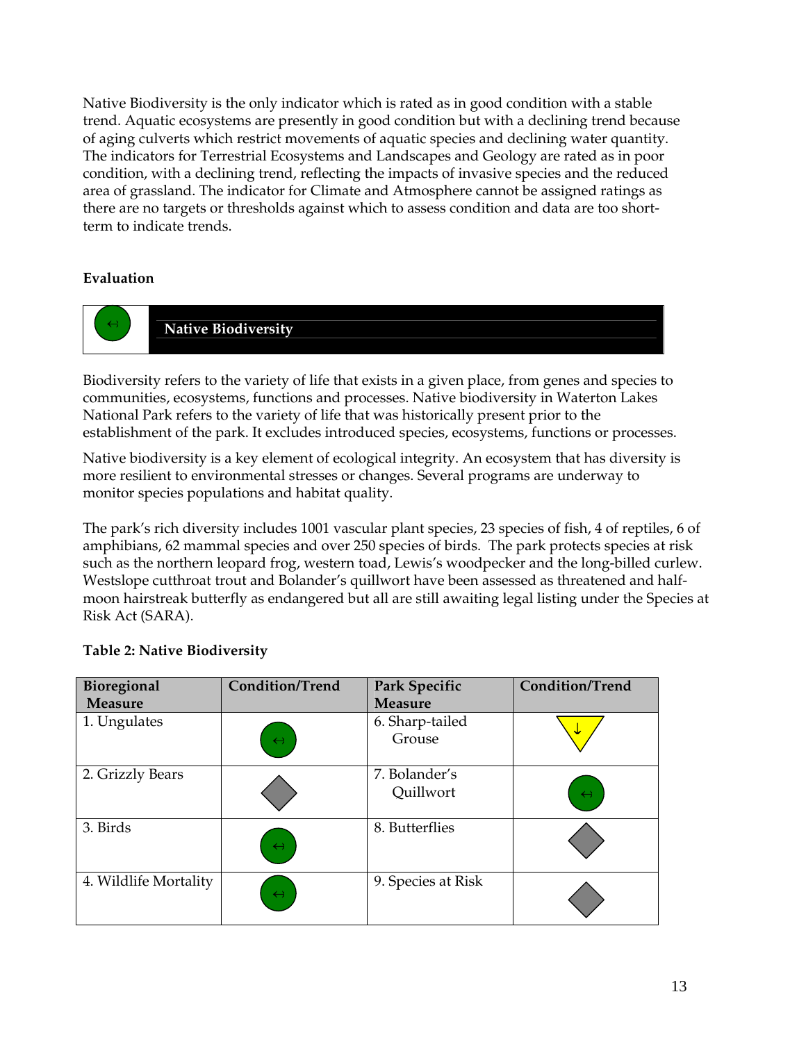Native Biodiversity is the only indicator which is rated as in good condition with a stable trend. Aquatic ecosystems are presently in good condition but with a declining trend because of aging culverts which restrict movements of aquatic species and declining water quantity. The indicators for Terrestrial Ecosystems and Landscapes and Geology are rated as in poor condition, with a declining trend, reflecting the impacts of invasive species and the reduced area of grassland. The indicator for Climate and Atmosphere cannot be assigned ratings as there are no targets or thresholds against which to assess condition and data are too short-term to indicate trends.

**Evaluation**

## Native Biodiversity

Biodiversity refers to the variety of life that exists in a given place, from genes and species to communities, ecosystems, functions and processes. Native biodiversity in Waterton Lakes National Park refers to the variety of life that was historically present prior to the establishment of the park. It excludes introduced species, ecosystems, functions or processes.

Native biodiversity is a key element of ecological integrity. An ecosystem that has diversity is more resilient to environmental stresses or changes. Several programs are underway to monitor species populations and habitat quality.

The park's rich diversity includes 1001 vascular plant species, 23 species of fish, 4 of reptiles, 6 of amphibians, 62 mammal species and over 250 species of birds. The park protects species at risk such as the northern leopard frog, western toad, Lewis's woodpecker and the long-billed curlew. Westslope cutthroat trout and Bolander's quillwort have been assessed as threatened and half-moon hairstreak butterfly as endangered but all are still awaiting legal listing under the Species at Risk Act (SARA).

**Table 2: Native Biodiversity**

| Bioregional Measure | Condition/Trend | Park Specific Measure | Condition/Trend |
|---|---|---|---|
| 1. Ungulates | Green circle, ↔ | 6. Sharp-tailed Grouse | Yellow triangle, ↓ |
| 2. Grizzly Bears | Grey diamond | 7. Bolander's Quillwort | Green circle, ↔ |
| 3. Birds | Green circle, ↔ | 8. Butterflies | Grey diamond |
| 4. Wildlife Mortality | Green circle, ↔ | 9. Species at Risk | Grey diamond |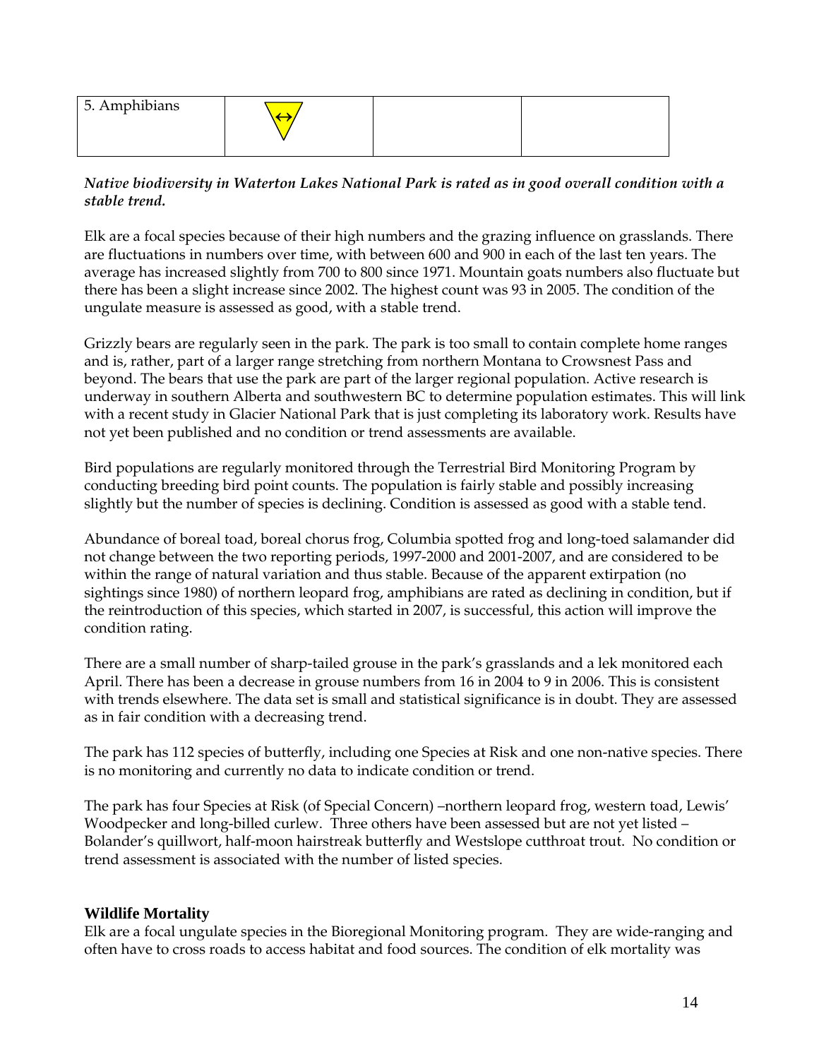| 5. Amphibians | ↔ | | |
|---|---|---|---|

***Native biodiversity in Waterton Lakes National Park is rated as in good overall condition with a stable trend.***

Elk are a focal species because of their high numbers and the grazing influence on grasslands. There are fluctuations in numbers over time, with between 600 and 900 in each of the last ten years. The average has increased slightly from 700 to 800 since 1971. Mountain goats numbers also fluctuate but there has been a slight increase since 2002. The highest count was 93 in 2005. The condition of the ungulate measure is assessed as good, with a stable trend.

Grizzly bears are regularly seen in the park. The park is too small to contain complete home ranges and is, rather, part of a larger range stretching from northern Montana to Crowsnest Pass and beyond. The bears that use the park are part of the larger regional population. Active research is underway in southern Alberta and southwestern BC to determine population estimates. This will link with a recent study in Glacier National Park that is just completing its laboratory work. Results have not yet been published and no condition or trend assessments are available.

Bird populations are regularly monitored through the Terrestrial Bird Monitoring Program by conducting breeding bird point counts. The population is fairly stable and possibly increasing slightly but the number of species is declining. Condition is assessed as good with a stable tend.

Abundance of boreal toad, boreal chorus frog, Columbia spotted frog and long-toed salamander did not change between the two reporting periods, 1997-2000 and 2001-2007, and are considered to be within the range of natural variation and thus stable. Because of the apparent extirpation (no sightings since 1980) of northern leopard frog, amphibians are rated as declining in condition, but if the reintroduction of this species, which started in 2007, is successful, this action will improve the condition rating.

There are a small number of sharp-tailed grouse in the park's grasslands and a lek monitored each April. There has been a decrease in grouse numbers from 16 in 2004 to 9 in 2006. This is consistent with trends elsewhere. The data set is small and statistical significance is in doubt. They are assessed as in fair condition with a decreasing trend.

The park has 112 species of butterfly, including one Species at Risk and one non-native species. There is no monitoring and currently no data to indicate condition or trend.

The park has four Species at Risk (of Special Concern) –northern leopard frog, western toad, Lewis' Woodpecker and long-billed curlew. Three others have been assessed but are not yet listed – Bolander's quillwort, half-moon hairstreak butterfly and Westslope cutthroat trout. No condition or trend assessment is associated with the number of listed species.

**Wildlife Mortality**

Elk are a focal ungulate species in the Bioregional Monitoring program. They are wide-ranging and often have to cross roads to access habitat and food sources. The condition of elk mortality was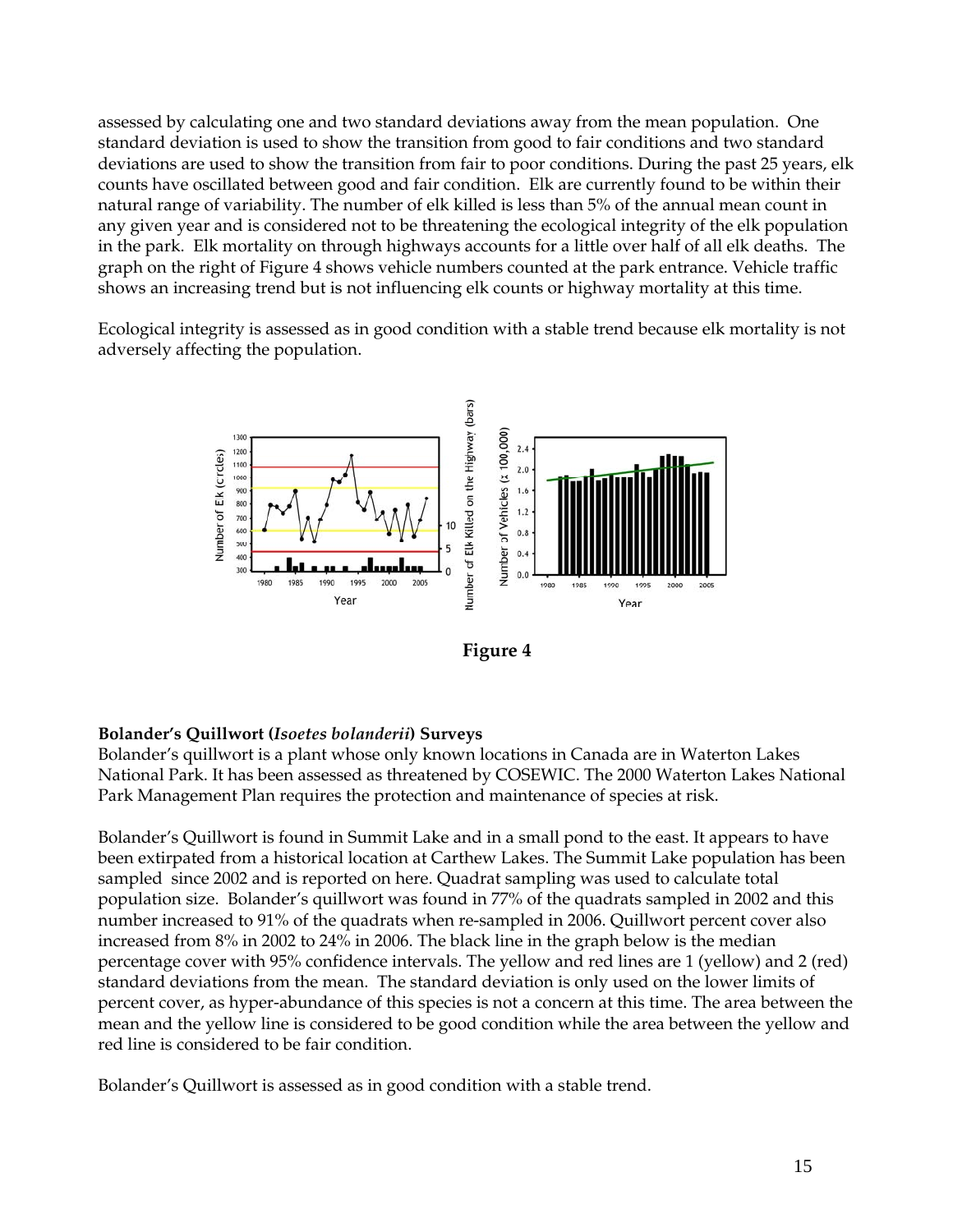assessed by calculating one and two standard deviations away from the mean population. One standard deviation is used to show the transition from good to fair conditions and two standard deviations are used to show the transition from fair to poor conditions. During the past 25 years, elk counts have oscillated between good and fair condition. Elk are currently found to be within their natural range of variability. The number of elk killed is less than 5% of the annual mean count in any given year and is considered not to be threatening the ecological integrity of the elk population in the park. Elk mortality on through highways accounts for a little over half of all elk deaths. The graph on the right of Figure 4 shows vehicle numbers counted at the park entrance. Vehicle traffic shows an increasing trend but is not influencing elk counts or highway mortality at this time.

Ecological integrity is assessed as in good condition with a stable trend because elk mortality is not adversely affecting the population.

**Figure 4**

**Bolander's Quillwort (*Isoetes bolanderii*) Surveys**

Bolander's quillwort is a plant whose only known locations in Canada are in Waterton Lakes National Park. It has been assessed as threatened by COSEWIC. The 2000 Waterton Lakes National Park Management Plan requires the protection and maintenance of species at risk.

Bolander's Quillwort is found in Summit Lake and in a small pond to the east. It appears to have been extirpated from a historical location at Carthew Lakes. The Summit Lake population has been sampled since 2002 and is reported on here. Quadrat sampling was used to calculate total population size. Bolander's quillwort was found in 77% of the quadrats sampled in 2002 and this number increased to 91% of the quadrats when re-sampled in 2006. Quillwort percent cover also increased from 8% in 2002 to 24% in 2006. The black line in the graph below is the median percentage cover with 95% confidence intervals. The yellow and red lines are 1 (yellow) and 2 (red) standard deviations from the mean. The standard deviation is only used on the lower limits of percent cover, as hyper-abundance of this species is not a concern at this time. The area between the mean and the yellow line is considered to be good condition while the area between the yellow and red line is considered to be fair condition.

Bolander's Quillwort is assessed as in good condition with a stable trend.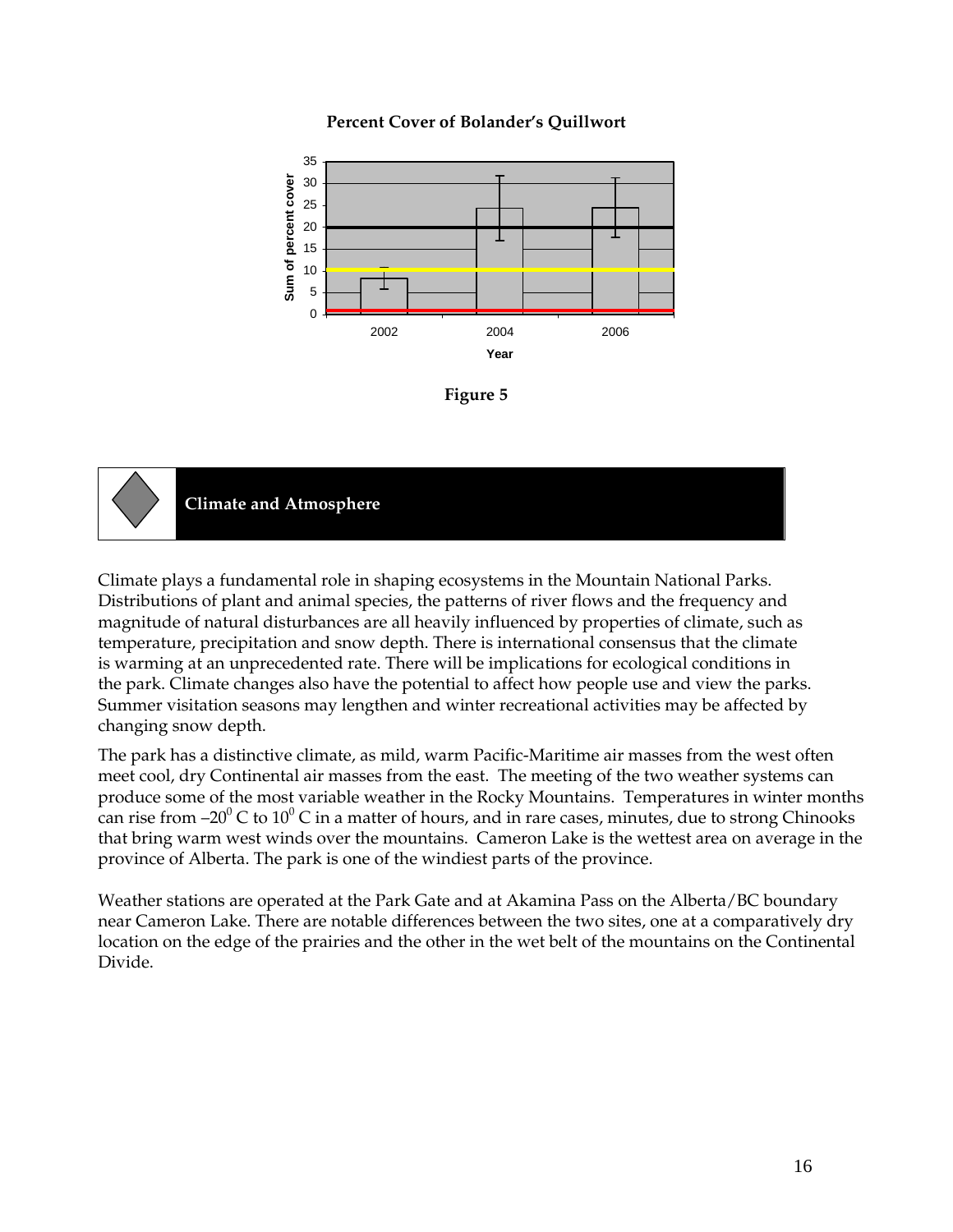**Percent Cover of Bolander's Quillwort**

**Figure 5**

## Climate and Atmosphere

Climate plays a fundamental role in shaping ecosystems in the Mountain National Parks. Distributions of plant and animal species, the patterns of river flows and the frequency and magnitude of natural disturbances are all heavily influenced by properties of climate, such as temperature, precipitation and snow depth. There is international consensus that the climate is warming at an unprecedented rate. There will be implications for ecological conditions in the park. Climate changes also have the potential to affect how people use and view the parks. Summer visitation seasons may lengthen and winter recreational activities may be affected by changing snow depth.

The park has a distinctive climate, as mild, warm Pacific-Maritime air masses from the west often meet cool, dry Continental air masses from the east. The meeting of the two weather systems can produce some of the most variable weather in the Rocky Mountains. Temperatures in winter months can rise from $-20^0$ C to $10^0$ C in a matter of hours, and in rare cases, minutes, due to strong Chinooks that bring warm west winds over the mountains. Cameron Lake is the wettest area on average in the province of Alberta. The park is one of the windiest parts of the province.

Weather stations are operated at the Park Gate and at Akamina Pass on the Alberta/BC boundary near Cameron Lake. There are notable differences between the two sites, one at a comparatively dry location on the edge of the prairies and the other in the wet belt of the mountains on the Continental Divide.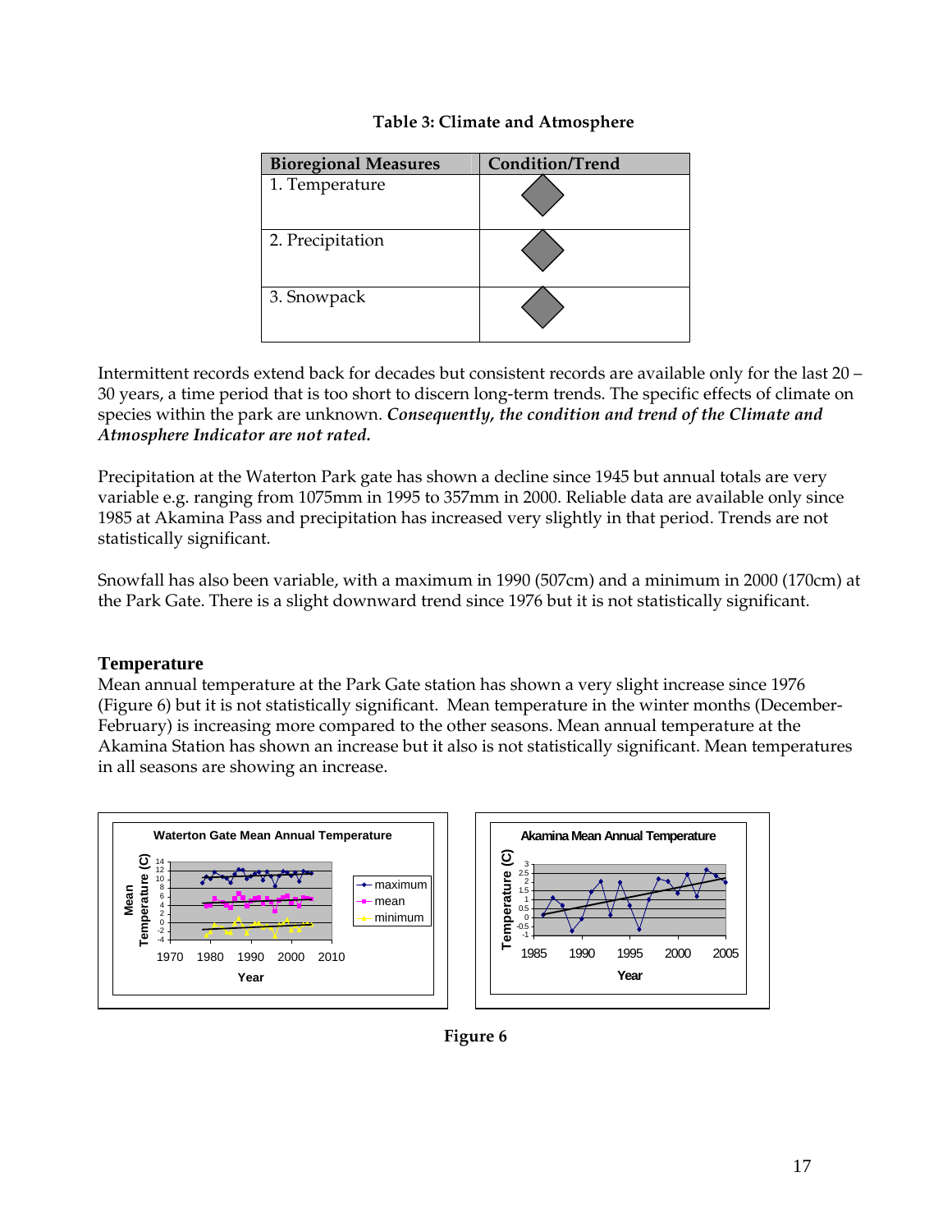**Table 3: Climate and Atmosphere**

| Bioregional Measures | Condition/Trend |
|---|---|
| 1. Temperature | ◆ |
| 2. Precipitation | ◆ |
| 3. Snowpack | ◆ |

Intermittent records extend back for decades but consistent records are available only for the last 20 – 30 years, a time period that is too short to discern long-term trends. The specific effects of climate on species within the park are unknown. ***Consequently, the condition and trend of the Climate and Atmosphere Indicator are not rated.***

Precipitation at the Waterton Park gate has shown a decline since 1945 but annual totals are very variable e.g. ranging from 1075mm in 1995 to 357mm in 2000. Reliable data are available only since 1985 at Akamina Pass and precipitation has increased very slightly in that period. Trends are not statistically significant.

Snowfall has also been variable, with a maximum in 1990 (507cm) and a minimum in 2000 (170cm) at the Park Gate. There is a slight downward trend since 1976 but it is not statistically significant.

### Temperature

Mean annual temperature at the Park Gate station has shown a very slight increase since 1976 (Figure 6) but it is not statistically significant. Mean temperature in the winter months (December-February) is increasing more compared to the other seasons. Mean annual temperature at the Akamina Station has shown an increase but it also is not statistically significant. Mean temperatures in all seasons are showing an increase.

**Figure 6**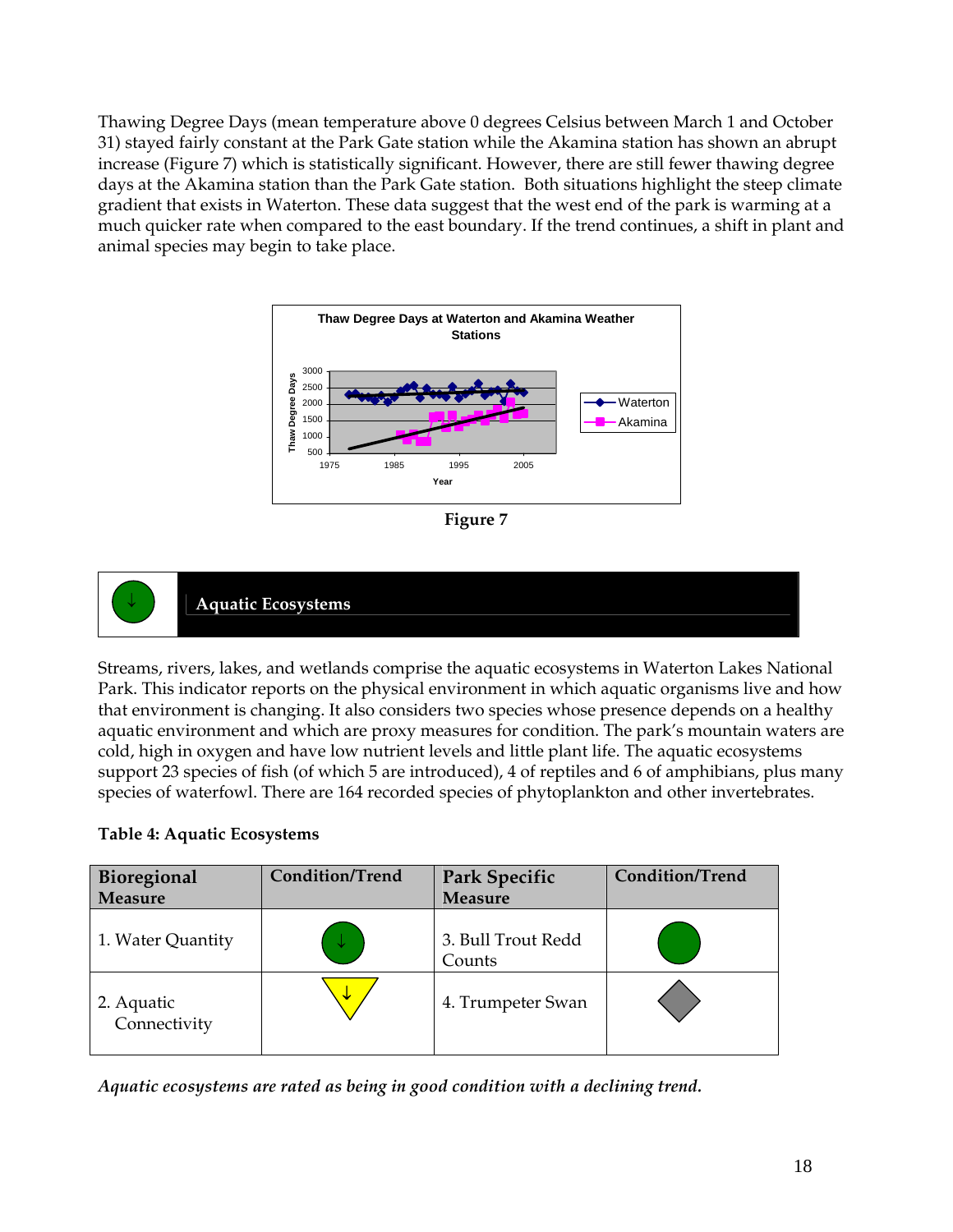Thawing Degree Days (mean temperature above 0 degrees Celsius between March 1 and October 31) stayed fairly constant at the Park Gate station while the Akamina station has shown an abrupt increase (Figure 7) which is statistically significant. However, there are still fewer thawing degree days at the Akamina station than the Park Gate station. Both situations highlight the steep climate gradient that exists in Waterton. These data suggest that the west end of the park is warming at a much quicker rate when compared to the east boundary. If the trend continues, a shift in plant and animal species may begin to take place.

Figure 7

## Aquatic Ecosystems

Streams, rivers, lakes, and wetlands comprise the aquatic ecosystems in Waterton Lakes National Park. This indicator reports on the physical environment in which aquatic organisms live and how that environment is changing. It also considers two species whose presence depends on a healthy aquatic environment and which are proxy measures for condition. The park's mountain waters are cold, high in oxygen and have low nutrient levels and little plant life. The aquatic ecosystems support 23 species of fish (of which 5 are introduced), 4 of reptiles and 6 of amphibians, plus many species of waterfowl. There are 164 recorded species of phytoplankton and other invertebrates.

**Table 4: Aquatic Ecosystems**

| Bioregional Measure | Condition/Trend | Park Specific Measure | Condition/Trend |
|---|---|---|---|
| 1. Water Quantity | ↓ | 3. Bull Trout Redd Counts | |
| 2. Aquatic Connectivity | ↓ | 4. Trumpeter Swan | |

*Aquatic ecosystems are rated as being in good condition with a declining trend.*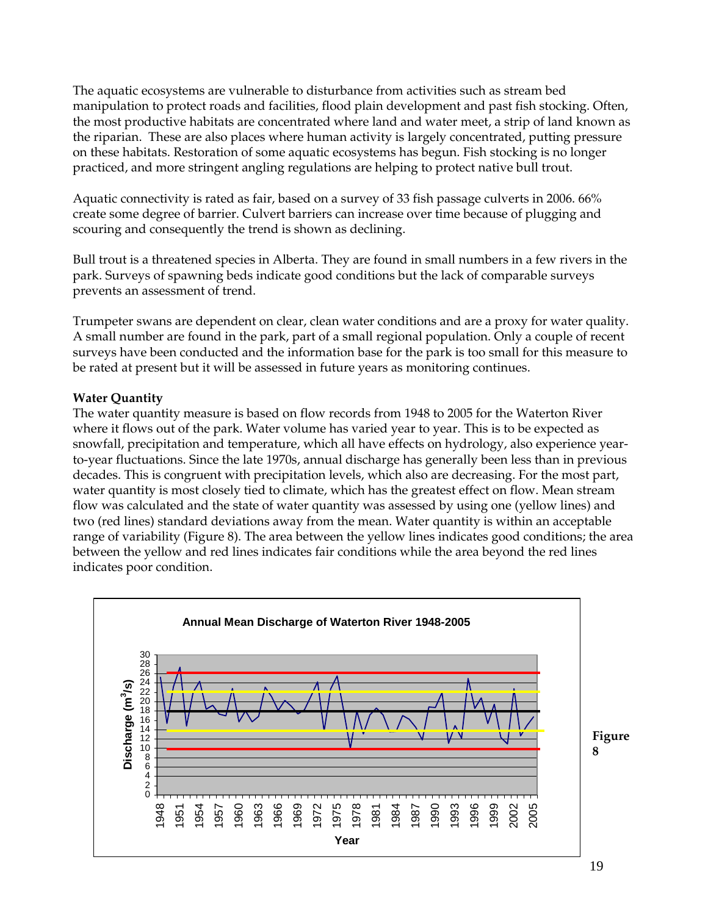The aquatic ecosystems are vulnerable to disturbance from activities such as stream bed manipulation to protect roads and facilities, flood plain development and past fish stocking. Often, the most productive habitats are concentrated where land and water meet, a strip of land known as the riparian. These are also places where human activity is largely concentrated, putting pressure on these habitats. Restoration of some aquatic ecosystems has begun. Fish stocking is no longer practiced, and more stringent angling regulations are helping to protect native bull trout.

Aquatic connectivity is rated as fair, based on a survey of 33 fish passage culverts in 2006. 66% create some degree of barrier. Culvert barriers can increase over time because of plugging and scouring and consequently the trend is shown as declining.

Bull trout is a threatened species in Alberta. They are found in small numbers in a few rivers in the park. Surveys of spawning beds indicate good conditions but the lack of comparable surveys prevents an assessment of trend.

Trumpeter swans are dependent on clear, clean water conditions and are a proxy for water quality. A small number are found in the park, part of a small regional population. Only a couple of recent surveys have been conducted and the information base for the park is too small for this measure to be rated at present but it will be assessed in future years as monitoring continues.

**Water Quantity**

The water quantity measure is based on flow records from 1948 to 2005 for the Waterton River where it flows out of the park. Water volume has varied year to year. This is to be expected as snowfall, precipitation and temperature, which all have effects on hydrology, also experience year-to-year fluctuations. Since the late 1970s, annual discharge has generally been less than in previous decades. This is congruent with precipitation levels, which also are decreasing. For the most part, water quantity is most closely tied to climate, which has the greatest effect on flow. Mean stream flow was calculated and the state of water quantity was assessed by using one (yellow lines) and two (red lines) standard deviations away from the mean. Water quantity is within an acceptable range of variability (Figure 8). The area between the yellow lines indicates good conditions; the area between the yellow and red lines indicates fair conditions while the area beyond the red lines indicates poor condition.

**Annual Mean Discharge of Waterton River 1948-2005**

Discharge ($m^3/s$) vs. Year

**Figure 8**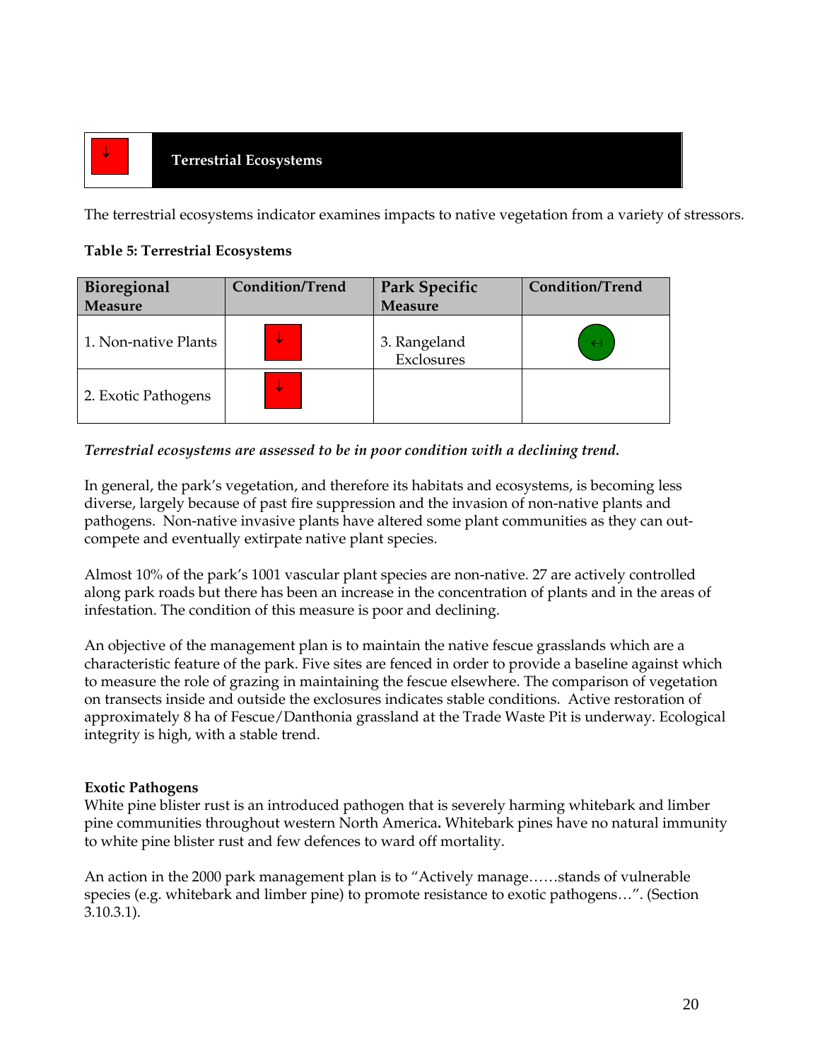## ↓ Terrestrial Ecosystems

The terrestrial ecosystems indicator examines impacts to native vegetation from a variety of stressors.

**Table 5: Terrestrial Ecosystems**

| Bioregional Measure | Condition/Trend | Park Specific Measure | Condition/Trend |
|---|---|---|---|
| 1. Non-native Plants | ↓ | 3. Rangeland Exclosures | ↔ |
| 2. Exotic Pathogens | ↓ | | |

***Terrestrial ecosystems are assessed to be in poor condition with a declining trend.***

In general, the park's vegetation, and therefore its habitats and ecosystems, is becoming less diverse, largely because of past fire suppression and the invasion of non-native plants and pathogens. Non-native invasive plants have altered some plant communities as they can out-compete and eventually extirpate native plant species.

Almost 10% of the park's 1001 vascular plant species are non-native. 27 are actively controlled along park roads but there has been an increase in the concentration of plants and in the areas of infestation. The condition of this measure is poor and declining.

An objective of the management plan is to maintain the native fescue grasslands which are a characteristic feature of the park. Five sites are fenced in order to provide a baseline against which to measure the role of grazing in maintaining the fescue elsewhere. The comparison of vegetation on transects inside and outside the exclosures indicates stable conditions. Active restoration of approximately 8 ha of Fescue/Danthonia grassland at the Trade Waste Pit is underway. Ecological integrity is high, with a stable trend.

**Exotic Pathogens**

White pine blister rust is an introduced pathogen that is severely harming whitebark and limber pine communities throughout western North America**.** Whitebark pines have no natural immunity to white pine blister rust and few defences to ward off mortality.

An action in the 2000 park management plan is to "Actively manage……stands of vulnerable species (e.g. whitebark and limber pine) to promote resistance to exotic pathogens…". (Section 3.10.3.1).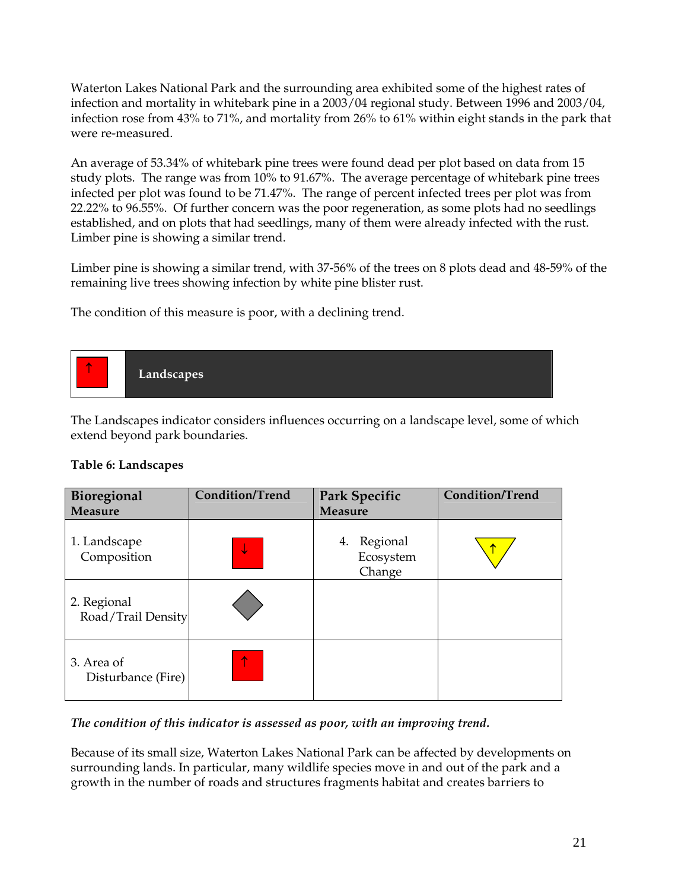Waterton Lakes National Park and the surrounding area exhibited some of the highest rates of infection and mortality in whitebark pine in a 2003/04 regional study. Between 1996 and 2003/04, infection rose from 43% to 71%, and mortality from 26% to 61% within eight stands in the park that were re-measured.

An average of 53.34% of whitebark pine trees were found dead per plot based on data from 15 study plots. The range was from 10% to 91.67%. The average percentage of whitebark pine trees infected per plot was found to be 71.47%. The range of percent infected trees per plot was from 22.22% to 96.55%. Of further concern was the poor regeneration, as some plots had no seedlings established, and on plots that had seedlings, many of them were already infected with the rust. Limber pine is showing a similar trend.

Limber pine is showing a similar trend, with 37-56% of the trees on 8 plots dead and 48-59% of the remaining live trees showing infection by white pine blister rust.

The condition of this measure is poor, with a declining trend.

## ↑ Landscapes

The Landscapes indicator considers influences occurring on a landscape level, some of which extend beyond park boundaries.

**Table 6: Landscapes**

| Bioregional Measure | Condition/Trend | Park Specific Measure | Condition/Trend |
|---|---|---|---|
| 1. Landscape Composition | ↓ (red) | 4. Regional Ecosystem Change | ↑ (yellow) |
| 2. Regional Road/Trail Density | (grey diamond) | | |
| 3. Area of Disturbance (Fire) | ↑ (red) | | |

*The condition of this indicator is assessed as poor, with an improving trend.*

Because of its small size, Waterton Lakes National Park can be affected by developments on surrounding lands. In particular, many wildlife species move in and out of the park and a growth in the number of roads and structures fragments habitat and creates barriers to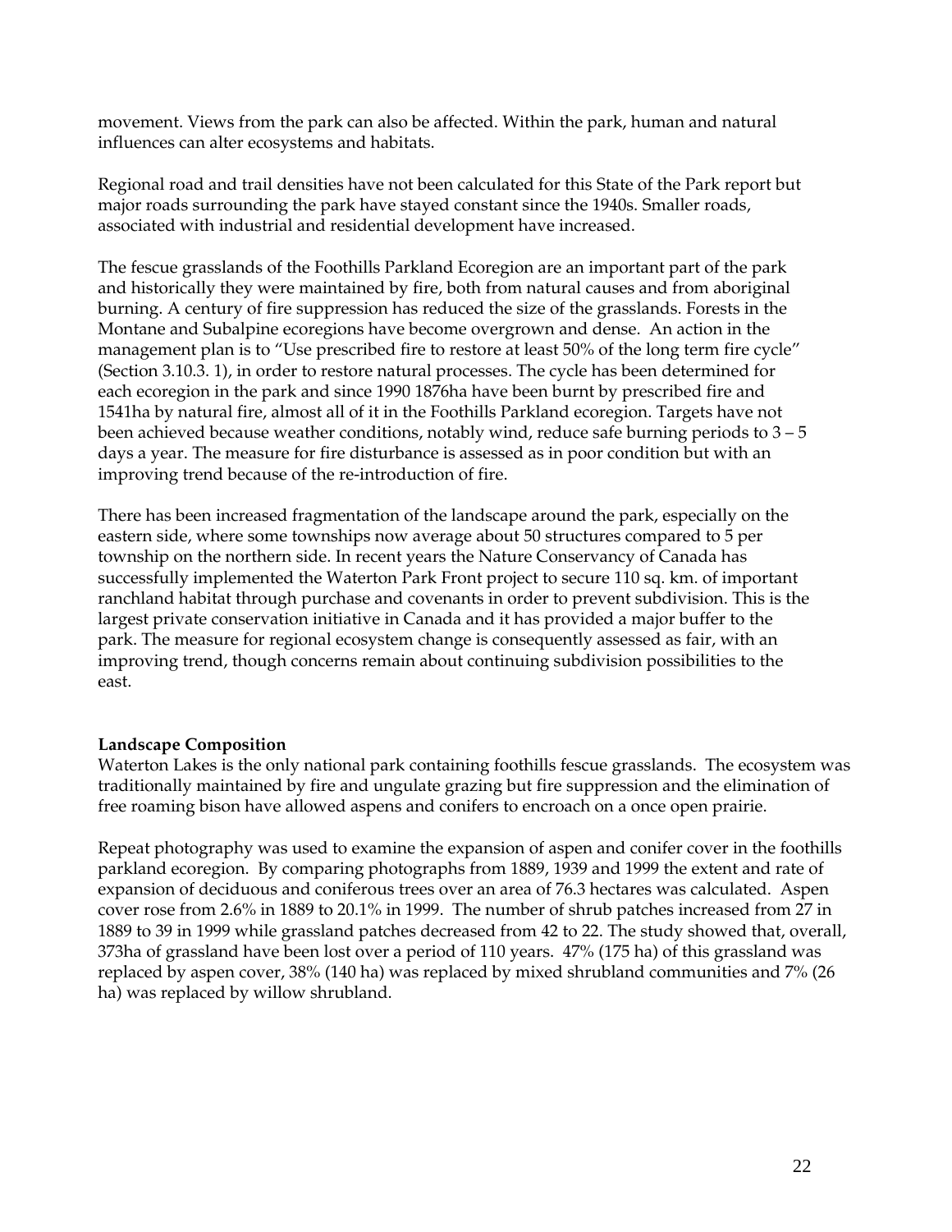movement. Views from the park can also be affected. Within the park, human and natural influences can alter ecosystems and habitats.

Regional road and trail densities have not been calculated for this State of the Park report but major roads surrounding the park have stayed constant since the 1940s. Smaller roads, associated with industrial and residential development have increased.

The fescue grasslands of the Foothills Parkland Ecoregion are an important part of the park and historically they were maintained by fire, both from natural causes and from aboriginal burning. A century of fire suppression has reduced the size of the grasslands. Forests in the Montane and Subalpine ecoregions have become overgrown and dense. An action in the management plan is to "Use prescribed fire to restore at least 50% of the long term fire cycle" (Section 3.10.3. 1), in order to restore natural processes. The cycle has been determined for each ecoregion in the park and since 1990 1876ha have been burnt by prescribed fire and 1541ha by natural fire, almost all of it in the Foothills Parkland ecoregion. Targets have not been achieved because weather conditions, notably wind, reduce safe burning periods to 3 – 5 days a year. The measure for fire disturbance is assessed as in poor condition but with an improving trend because of the re-introduction of fire.

There has been increased fragmentation of the landscape around the park, especially on the eastern side, where some townships now average about 50 structures compared to 5 per township on the northern side. In recent years the Nature Conservancy of Canada has successfully implemented the Waterton Park Front project to secure 110 sq. km. of important ranchland habitat through purchase and covenants in order to prevent subdivision. This is the largest private conservation initiative in Canada and it has provided a major buffer to the park. The measure for regional ecosystem change is consequently assessed as fair, with an improving trend, though concerns remain about continuing subdivision possibilities to the east.

**Landscape Composition**

Waterton Lakes is the only national park containing foothills fescue grasslands. The ecosystem was traditionally maintained by fire and ungulate grazing but fire suppression and the elimination of free roaming bison have allowed aspens and conifers to encroach on a once open prairie.

Repeat photography was used to examine the expansion of aspen and conifer cover in the foothills parkland ecoregion. By comparing photographs from 1889, 1939 and 1999 the extent and rate of expansion of deciduous and coniferous trees over an area of 76.3 hectares was calculated. Aspen cover rose from 2.6% in 1889 to 20.1% in 1999. The number of shrub patches increased from 27 in 1889 to 39 in 1999 while grassland patches decreased from 42 to 22. The study showed that, overall, 373ha of grassland have been lost over a period of 110 years. 47% (175 ha) of this grassland was replaced by aspen cover, 38% (140 ha) was replaced by mixed shrubland communities and 7% (26 ha) was replaced by willow shrubland.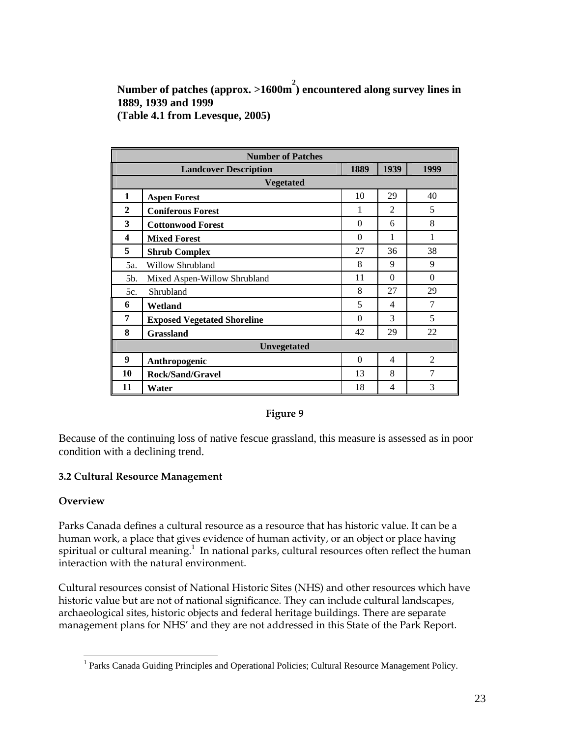**Number of patches (approx. >1600m$^2$) encountered along survey lines in 1889, 1939 and 1999**
**(Table 4.1 from Levesque, 2005)**

| Number of Patches | | | | |
|---|---|---|---|---|
| **Landcover Description** | | **1889** | **1939** | **1999** |
| **Vegetated** | | | | |
| **1** | **Aspen Forest** | 10 | 29 | 40 |
| **2** | **Coniferous Forest** | 1 | 2 | 5 |
| **3** | **Cottonwood Forest** | 0 | 6 | 8 |
| **4** | **Mixed Forest** | 0 | 1 | 1 |
| **5** | **Shrub Complex** | 27 | 36 | 38 |
| 5a. | Willow Shrubland | 8 | 9 | 9 |
| 5b. | Mixed Aspen-Willow Shrubland | 11 | 0 | 0 |
| 5c. | Shrubland | 8 | 27 | 29 |
| **6** | **Wetland** | 5 | 4 | 7 |
| **7** | **Exposed Vegetated Shoreline** | 0 | 3 | 5 |
| **8** | **Grassland** | 42 | 29 | 22 |
| **Unvegetated** | | | | |
| **9** | **Anthropogenic** | 0 | 4 | 2 |
| **10** | **Rock/Sand/Gravel** | 13 | 8 | 7 |
| **11** | **Water** | 18 | 4 | 3 |

**Figure 9**

Because of the continuing loss of native fescue grassland, this measure is assessed as in poor condition with a declining trend.

### 3.2 Cultural Resource Management

#### Overview

Parks Canada defines a cultural resource as a resource that has historic value. It can be a human work, a place that gives evidence of human activity, or an object or place having spiritual or cultural meaning.[1] In national parks, cultural resources often reflect the human interaction with the natural environment.

Cultural resources consist of National Historic Sites (NHS) and other resources which have historic value but are not of national significance. They can include cultural landscapes, archaeological sites, historic objects and federal heritage buildings. There are separate management plans for NHS' and they are not addressed in this State of the Park Report.

[1] Parks Canada Guiding Principles and Operational Policies; Cultural Resource Management Policy.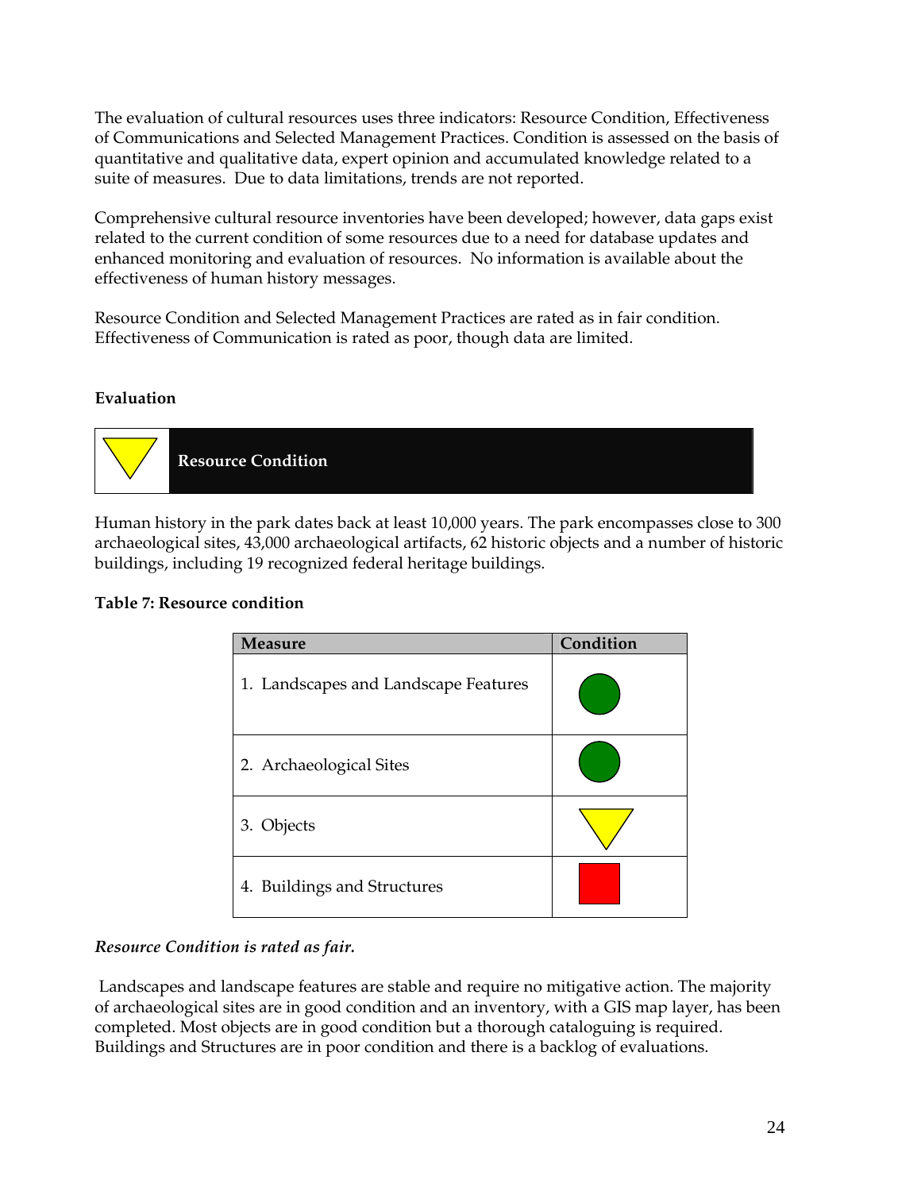The evaluation of cultural resources uses three indicators: Resource Condition, Effectiveness of Communications and Selected Management Practices. Condition is assessed on the basis of quantitative and qualitative data, expert opinion and accumulated knowledge related to a suite of measures. Due to data limitations, trends are not reported.

Comprehensive cultural resource inventories have been developed; however, data gaps exist related to the current condition of some resources due to a need for database updates and enhanced monitoring and evaluation of resources. No information is available about the effectiveness of human history messages.

Resource Condition and Selected Management Practices are rated as in fair condition. Effectiveness of Communication is rated as poor, though data are limited.

**Evaluation**

**Resource Condition**

Human history in the park dates back at least 10,000 years. The park encompasses close to 300 archaeological sites, 43,000 archaeological artifacts, 62 historic objects and a number of historic buildings, including 19 recognized federal heritage buildings.

**Table 7: Resource condition**

| Measure | Condition |
|---|---|
| 1. Landscapes and Landscape Features | Good (green circle) |
| 2. Archaeological Sites | Good (green circle) |
| 3. Objects | Fair (yellow triangle) |
| 4. Buildings and Structures | Poor (red square) |

*Resource Condition is rated as fair.*

Landscapes and landscape features are stable and require no mitigative action. The majority of archaeological sites are in good condition and an inventory, with a GIS map layer, has been completed. Most objects are in good condition but a thorough cataloguing is required. Buildings and Structures are in poor condition and there is a backlog of evaluations.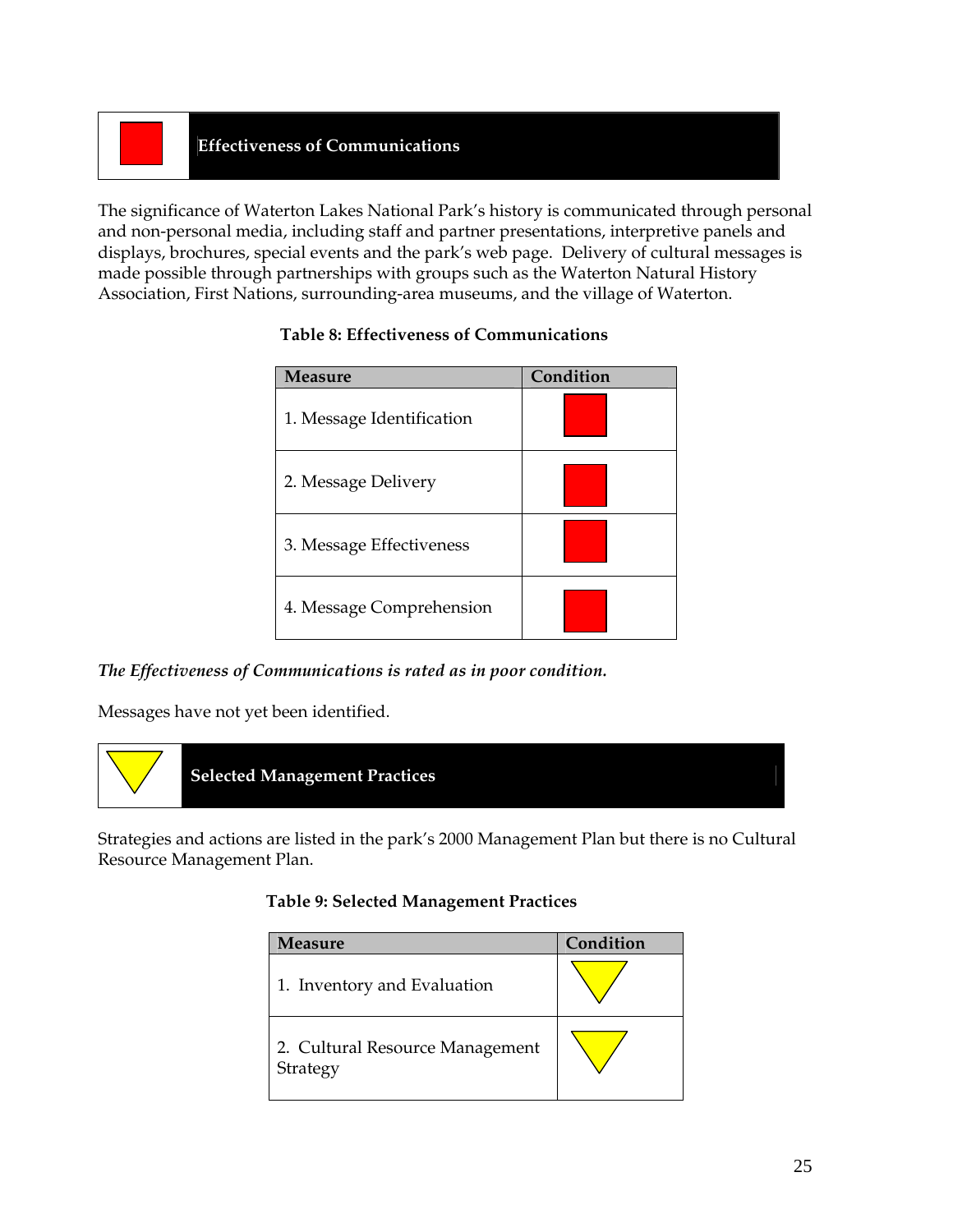## Effectiveness of Communications

The significance of Waterton Lakes National Park's history is communicated through personal and non-personal media, including staff and partner presentations, interpretive panels and displays, brochures, special events and the park's web page. Delivery of cultural messages is made possible through partnerships with groups such as the Waterton Natural History Association, First Nations, surrounding-area museums, and the village of Waterton.

**Table 8: Effectiveness of Communications**

| Measure | Condition |
|---|---|
| 1. Message Identification | Red square |
| 2. Message Delivery | Red square |
| 3. Message Effectiveness | Red square |
| 4. Message Comprehension | Red square |

***The Effectiveness of Communications is rated as in poor condition.***

Messages have not yet been identified.

## Selected Management Practices

Strategies and actions are listed in the park's 2000 Management Plan but there is no Cultural Resource Management Plan.

**Table 9: Selected Management Practices**

| Measure | Condition |
|---|---|
| 1. Inventory and Evaluation | Yellow triangle |
| 2. Cultural Resource Management Strategy | Yellow triangle |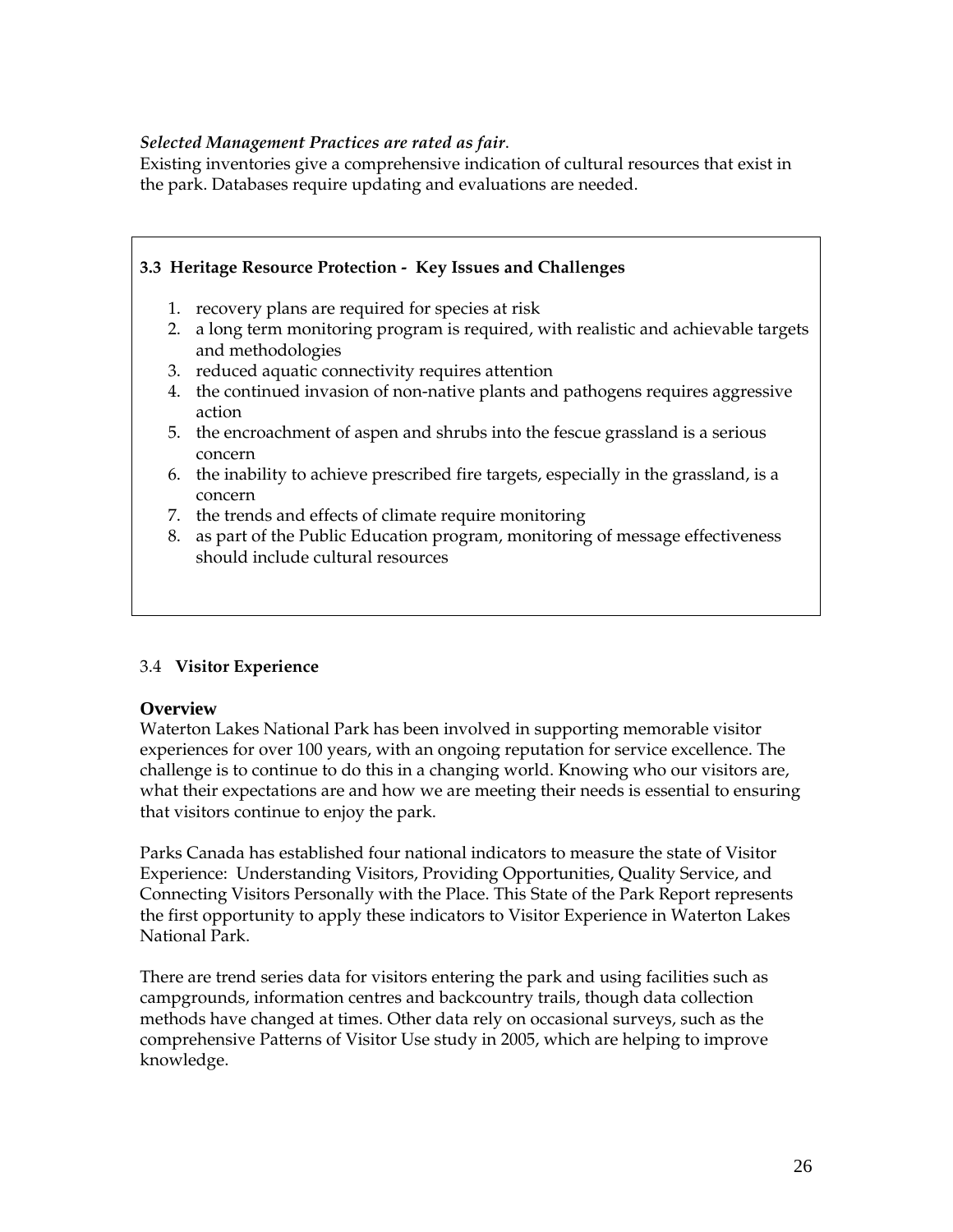*Selected Management Practices are rated as fair*.
Existing inventories give a comprehensive indication of cultural resources that exist in the park. Databases require updating and evaluations are needed.

### 3.3 Heritage Resource Protection - Key Issues and Challenges

1. recovery plans are required for species at risk
2. a long term monitoring program is required, with realistic and achievable targets and methodologies
3. reduced aquatic connectivity requires attention
4. the continued invasion of non-native plants and pathogens requires aggressive action
5. the encroachment of aspen and shrubs into the fescue grassland is a serious concern
6. the inability to achieve prescribed fire targets, especially in the grassland, is a concern
7. the trends and effects of climate require monitoring
8. as part of the Public Education program, monitoring of message effectiveness should include cultural resources

## 3.4 Visitor Experience

### Overview

Waterton Lakes National Park has been involved in supporting memorable visitor experiences for over 100 years, with an ongoing reputation for service excellence. The challenge is to continue to do this in a changing world. Knowing who our visitors are, what their expectations are and how we are meeting their needs is essential to ensuring that visitors continue to enjoy the park.

Parks Canada has established four national indicators to measure the state of Visitor Experience: Understanding Visitors, Providing Opportunities, Quality Service, and Connecting Visitors Personally with the Place. This State of the Park Report represents the first opportunity to apply these indicators to Visitor Experience in Waterton Lakes National Park.

There are trend series data for visitors entering the park and using facilities such as campgrounds, information centres and backcountry trails, though data collection methods have changed at times. Other data rely on occasional surveys, such as the comprehensive Patterns of Visitor Use study in 2005, which are helping to improve knowledge.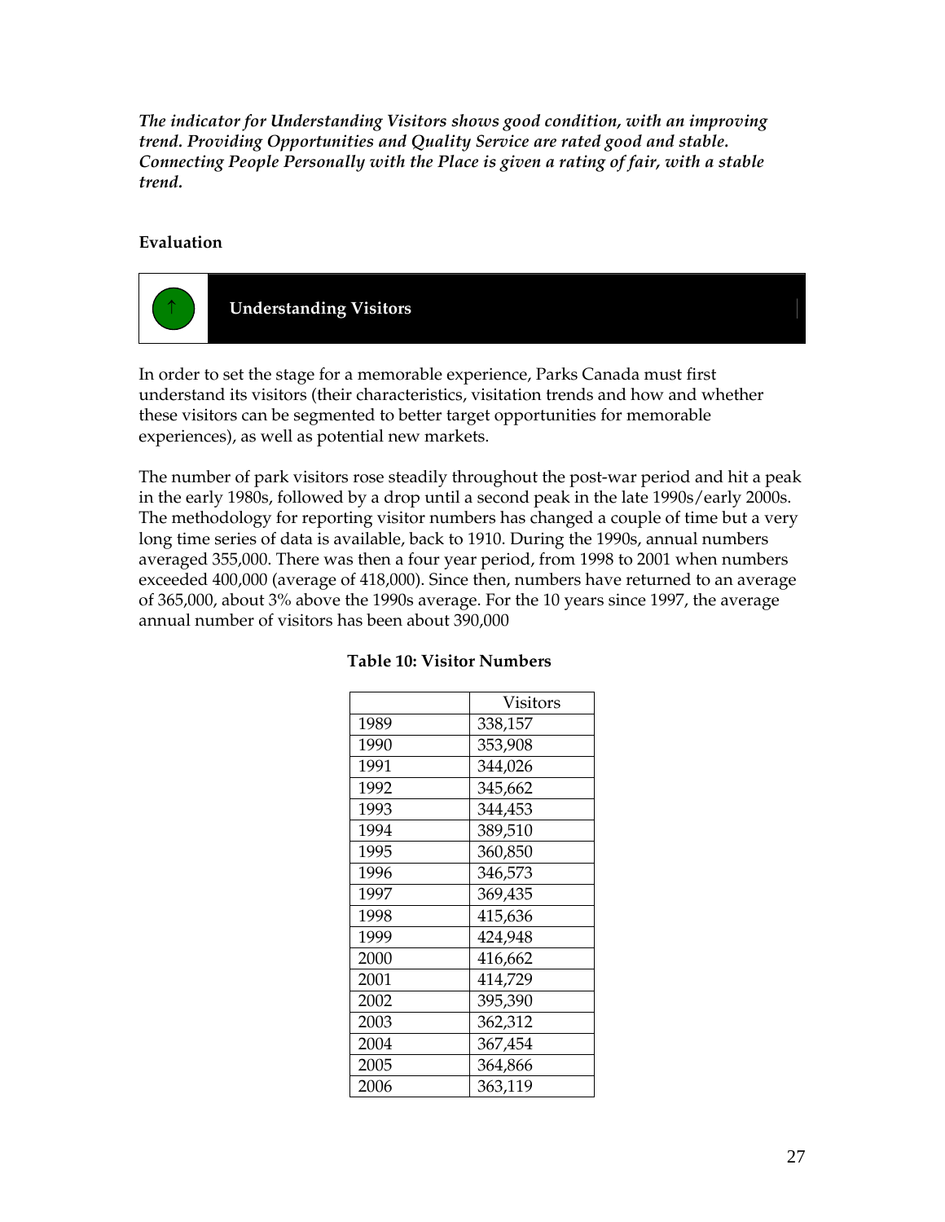*The indicator for Understanding Visitors shows good condition, with an improving trend. Providing Opportunities and Quality Service are rated good and stable. Connecting People Personally with the Place is given a rating of fair, with a stable trend.*

**Evaluation**

| ↑ | **Understanding Visitors** |
|---|---|

In order to set the stage for a memorable experience, Parks Canada must first understand its visitors (their characteristics, visitation trends and how and whether these visitors can be segmented to better target opportunities for memorable experiences), as well as potential new markets.

The number of park visitors rose steadily throughout the post-war period and hit a peak in the early 1980s, followed by a drop until a second peak in the late 1990s/early 2000s. The methodology for reporting visitor numbers has changed a couple of time but a very long time series of data is available, back to 1910. During the 1990s, annual numbers averaged 355,000. There was then a four year period, from 1998 to 2001 when numbers exceeded 400,000 (average of 418,000). Since then, numbers have returned to an average of 365,000, about 3% above the 1990s average. For the 10 years since 1997, the average annual number of visitors has been about 390,000

**Table 10: Visitor Numbers**

| | Visitors |
|---|---|
| 1989 | 338,157 |
| 1990 | 353,908 |
| 1991 | 344,026 |
| 1992 | 345,662 |
| 1993 | 344,453 |
| 1994 | 389,510 |
| 1995 | 360,850 |
| 1996 | 346,573 |
| 1997 | 369,435 |
| 1998 | 415,636 |
| 1999 | 424,948 |
| 2000 | 416,662 |
| 2001 | 414,729 |
| 2002 | 395,390 |
| 2003 | 362,312 |
| 2004 | 367,454 |
| 2005 | 364,866 |
| 2006 | 363,119 |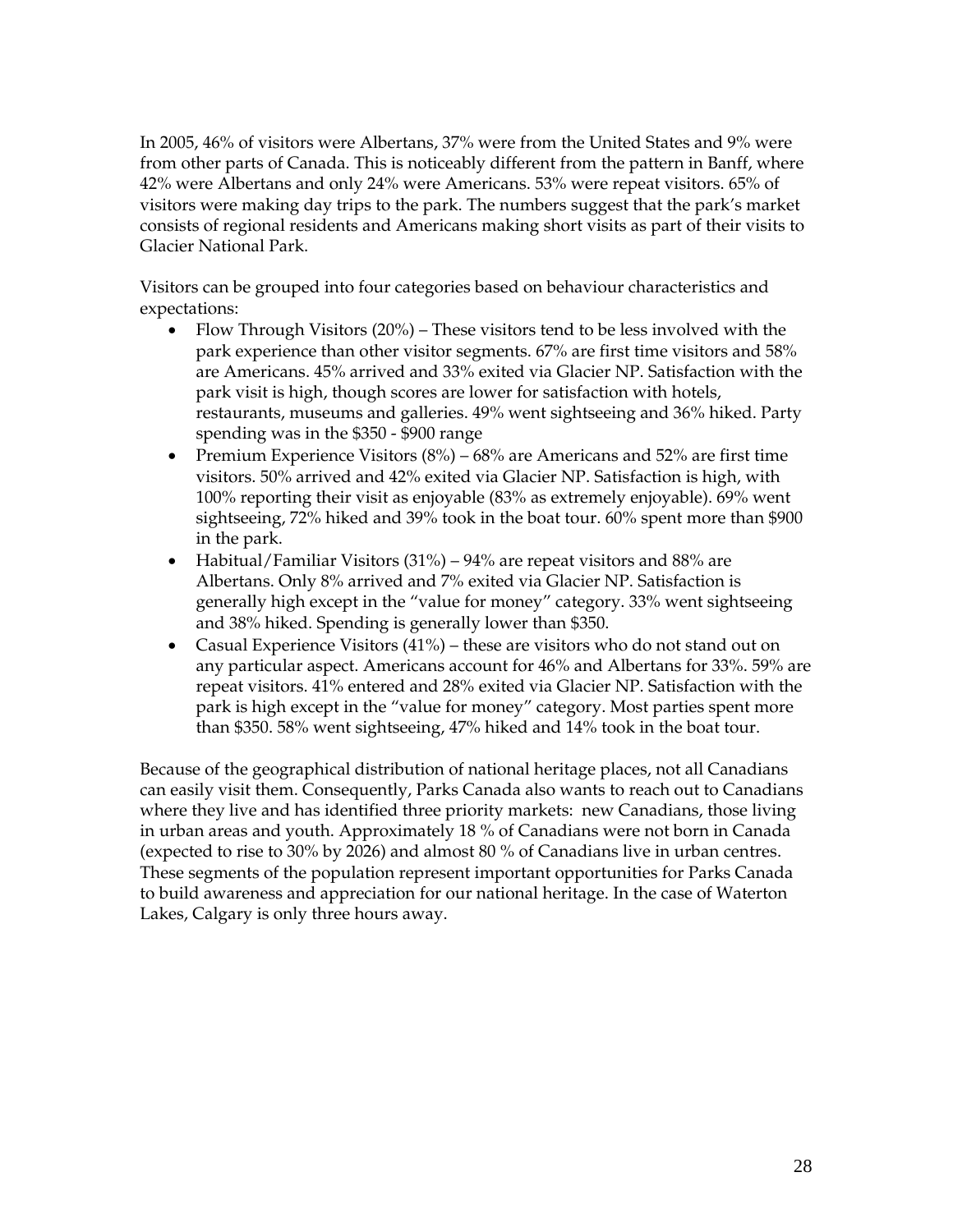In 2005, 46% of visitors were Albertans, 37% were from the United States and 9% were from other parts of Canada. This is noticeably different from the pattern in Banff, where 42% were Albertans and only 24% were Americans. 53% were repeat visitors. 65% of visitors were making day trips to the park. The numbers suggest that the park's market consists of regional residents and Americans making short visits as part of their visits to Glacier National Park.

Visitors can be grouped into four categories based on behaviour characteristics and expectations:

- Flow Through Visitors (20%) – These visitors tend to be less involved with the park experience than other visitor segments. 67% are first time visitors and 58% are Americans. 45% arrived and 33% exited via Glacier NP. Satisfaction with the park visit is high, though scores are lower for satisfaction with hotels, restaurants, museums and galleries. 49% went sightseeing and 36% hiked. Party spending was in the $350 - $900 range
- Premium Experience Visitors (8%) – 68% are Americans and 52% are first time visitors. 50% arrived and 42% exited via Glacier NP. Satisfaction is high, with 100% reporting their visit as enjoyable (83% as extremely enjoyable). 69% went sightseeing, 72% hiked and 39% took in the boat tour. 60% spent more than $900 in the park.
- Habitual/Familiar Visitors (31%) – 94% are repeat visitors and 88% are Albertans. Only 8% arrived and 7% exited via Glacier NP. Satisfaction is generally high except in the "value for money" category. 33% went sightseeing and 38% hiked. Spending is generally lower than $350.
- Casual Experience Visitors (41%) – these are visitors who do not stand out on any particular aspect. Americans account for 46% and Albertans for 33%. 59% are repeat visitors. 41% entered and 28% exited via Glacier NP. Satisfaction with the park is high except in the "value for money" category. Most parties spent more than $350. 58% went sightseeing, 47% hiked and 14% took in the boat tour.

Because of the geographical distribution of national heritage places, not all Canadians can easily visit them. Consequently, Parks Canada also wants to reach out to Canadians where they live and has identified three priority markets: new Canadians, those living in urban areas and youth. Approximately 18 % of Canadians were not born in Canada (expected to rise to 30% by 2026) and almost 80 % of Canadians live in urban centres. These segments of the population represent important opportunities for Parks Canada to build awareness and appreciation for our national heritage. In the case of Waterton Lakes, Calgary is only three hours away.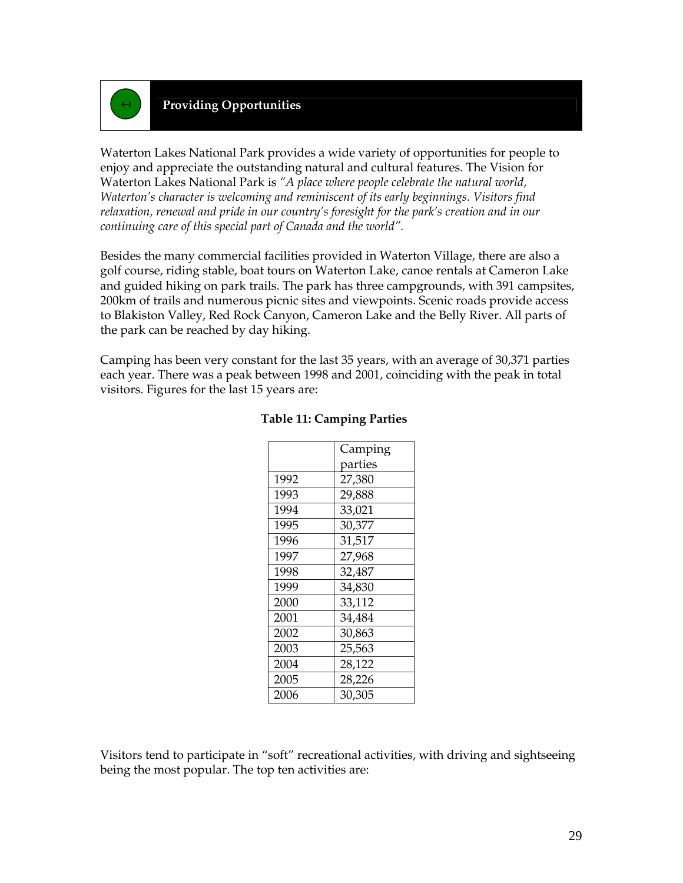## Providing Opportunities

Waterton Lakes National Park provides a wide variety of opportunities for people to enjoy and appreciate the outstanding natural and cultural features. The Vision for Waterton Lakes National Park is *"A place where people celebrate the natural world, Waterton's character is welcoming and reminiscent of its early beginnings. Visitors find relaxation, renewal and pride in our country's foresight for the park's creation and in our continuing care of this special part of Canada and the world".*

Besides the many commercial facilities provided in Waterton Village, there are also a golf course, riding stable, boat tours on Waterton Lake, canoe rentals at Cameron Lake and guided hiking on park trails. The park has three campgrounds, with 391 campsites, 200km of trails and numerous picnic sites and viewpoints. Scenic roads provide access to Blakiston Valley, Red Rock Canyon, Cameron Lake and the Belly River. All parts of the park can be reached by day hiking.

Camping has been very constant for the last 35 years, with an average of 30,371 parties each year. There was a peak between 1998 and 2001, coinciding with the peak in total visitors. Figures for the last 15 years are:

**Table 11: Camping Parties**

| | Camping parties |
|---|---|
| 1992 | 27,380 |
| 1993 | 29,888 |
| 1994 | 33,021 |
| 1995 | 30,377 |
| 1996 | 31,517 |
| 1997 | 27,968 |
| 1998 | 32,487 |
| 1999 | 34,830 |
| 2000 | 33,112 |
| 2001 | 34,484 |
| 2002 | 30,863 |
| 2003 | 25,563 |
| 2004 | 28,122 |
| 2005 | 28,226 |
| 2006 | 30,305 |

Visitors tend to participate in "soft" recreational activities, with driving and sightseeing being the most popular. The top ten activities are: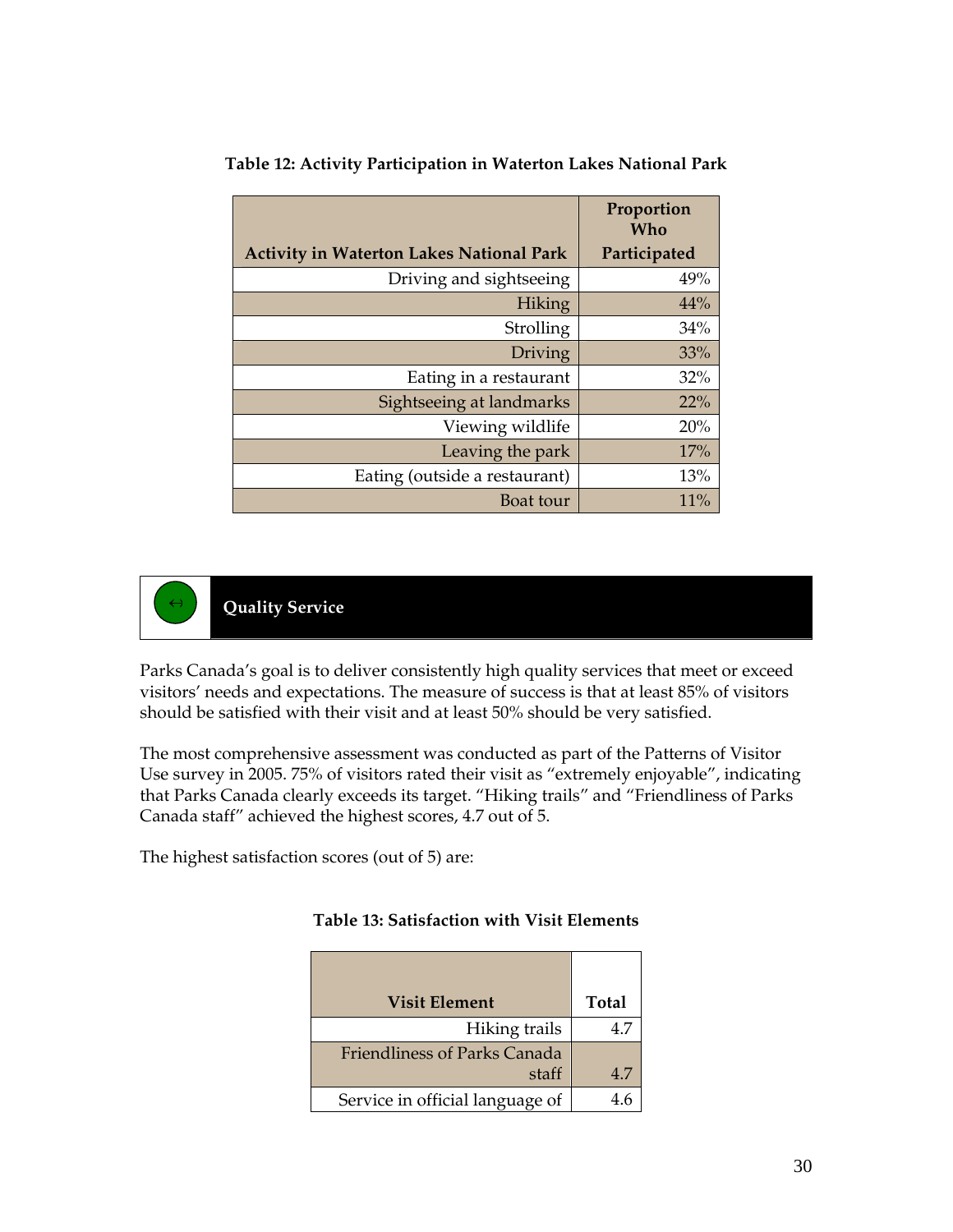**Table 12: Activity Participation in Waterton Lakes National Park**

| Activity in Waterton Lakes National Park | Proportion Who Participated |
|---|---|
| Driving and sightseeing | 49% |
| Hiking | 44% |
| Strolling | 34% |
| Driving | 33% |
| Eating in a restaurant | 32% |
| Sightseeing at landmarks | 22% |
| Viewing wildlife | 20% |
| Leaving the park | 17% |
| Eating (outside a restaurant) | 13% |
| Boat tour | 11% |

## ↔ Quality Service

Parks Canada's goal is to deliver consistently high quality services that meet or exceed visitors' needs and expectations. The measure of success is that at least 85% of visitors should be satisfied with their visit and at least 50% should be very satisfied.

The most comprehensive assessment was conducted as part of the Patterns of Visitor Use survey in 2005. 75% of visitors rated their visit as "extremely enjoyable", indicating that Parks Canada clearly exceeds its target. "Hiking trails" and "Friendliness of Parks Canada staff" achieved the highest scores, 4.7 out of 5.

The highest satisfaction scores (out of 5) are:

**Table 13: Satisfaction with Visit Elements**

| Visit Element | Total |
|---|---|
| Hiking trails | 4.7 |
| Friendliness of Parks Canada staff | 4.7 |
| Service in official language of | 4.6 |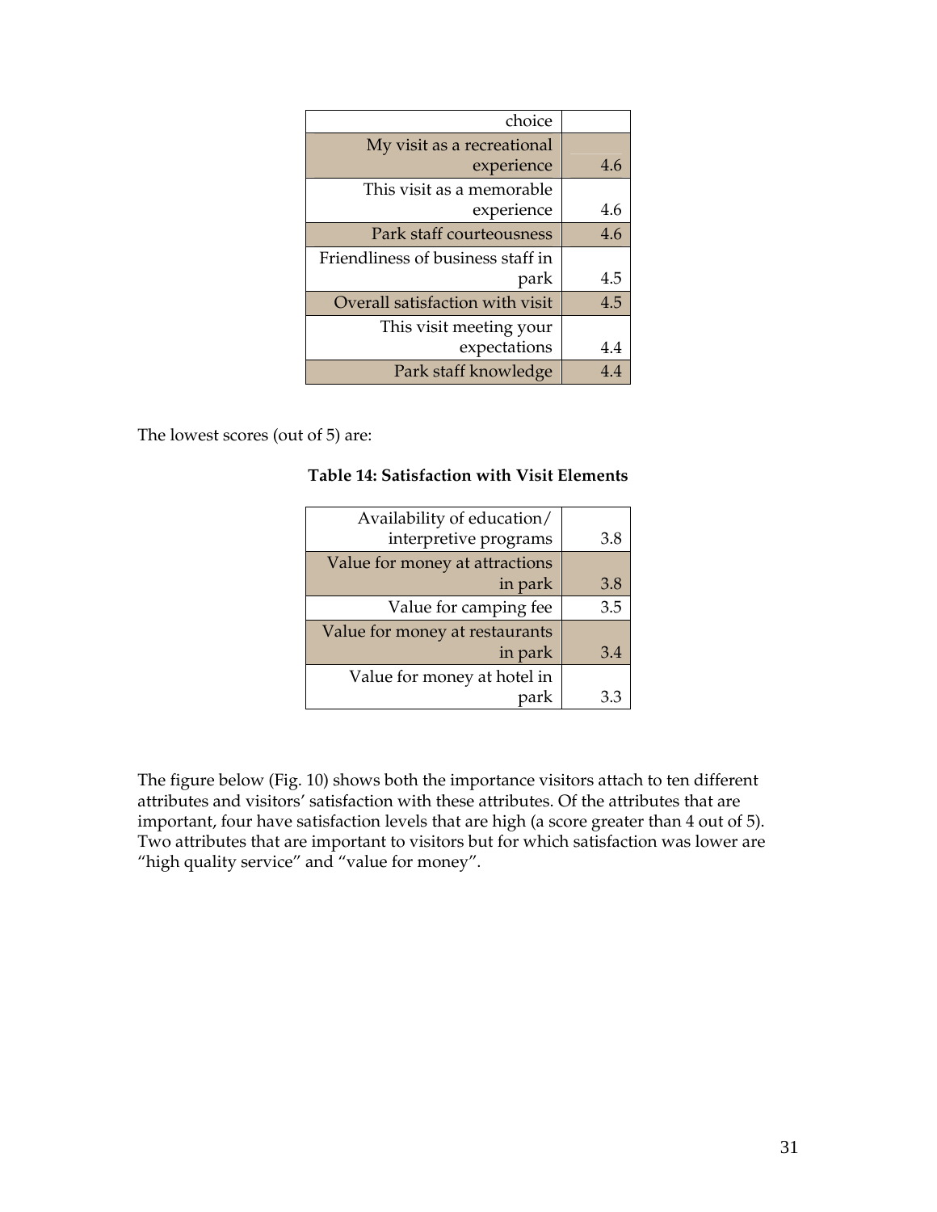| choice | |
|---|---|
| My visit as a recreational experience | 4.6 |
| This visit as a memorable experience | 4.6 |
| Park staff courteousness | 4.6 |
| Friendliness of business staff in park | 4.5 |
| Overall satisfaction with visit | 4.5 |
| This visit meeting your expectations | 4.4 |
| Park staff knowledge | 4.4 |

The lowest scores (out of 5) are:

**Table 14: Satisfaction with Visit Elements**

| Availability of education/ interpretive programs | 3.8 |
|---|---|
| Value for money at attractions in park | 3.8 |
| Value for camping fee | 3.5 |
| Value for money at restaurants in park | 3.4 |
| Value for money at hotel in park | 3.3 |

The figure below (Fig. 10) shows both the importance visitors attach to ten different attributes and visitors' satisfaction with these attributes. Of the attributes that are important, four have satisfaction levels that are high (a score greater than 4 out of 5). Two attributes that are important to visitors but for which satisfaction was lower are "high quality service" and "value for money".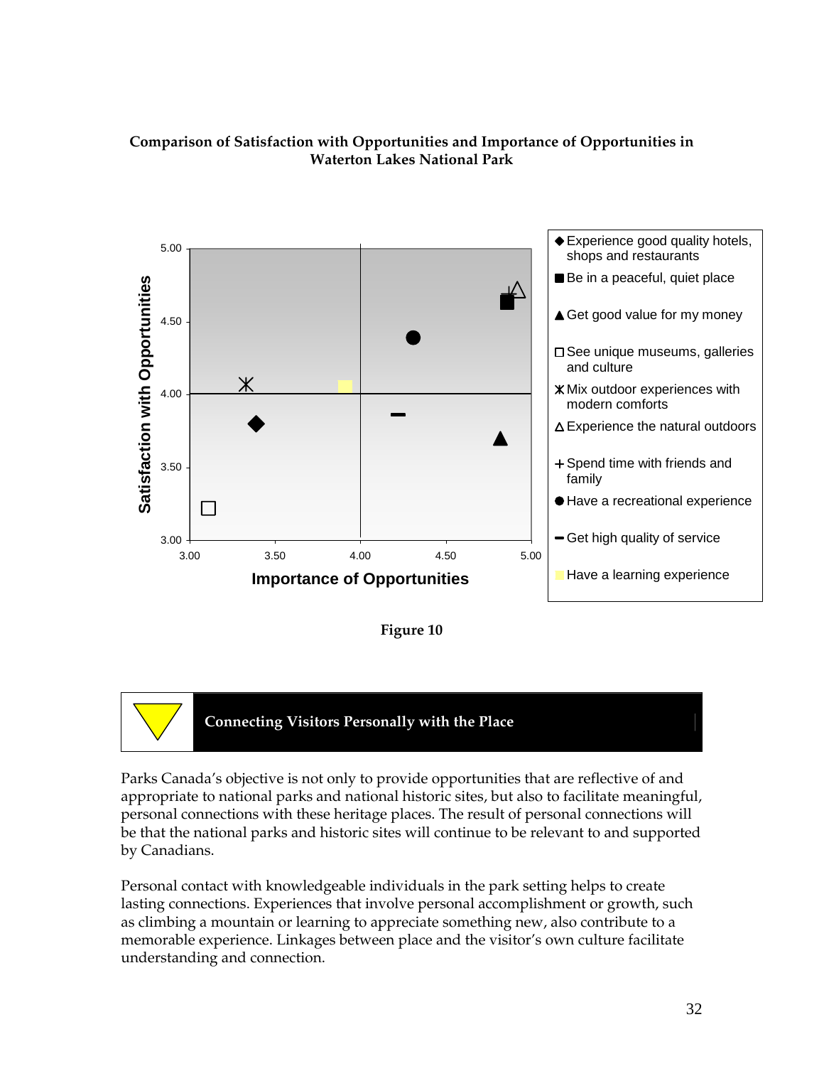**Comparison of Satisfaction with Opportunities and Importance of Opportunities in Waterton Lakes National Park**

Figure 10

## Connecting Visitors Personally with the Place

Parks Canada's objective is not only to provide opportunities that are reflective of and appropriate to national parks and national historic sites, but also to facilitate meaningful, personal connections with these heritage places. The result of personal connections will be that the national parks and historic sites will continue to be relevant to and supported by Canadians.

Personal contact with knowledgeable individuals in the park setting helps to create lasting connections. Experiences that involve personal accomplishment or growth, such as climbing a mountain or learning to appreciate something new, also contribute to a memorable experience. Linkages between place and the visitor's own culture facilitate understanding and connection.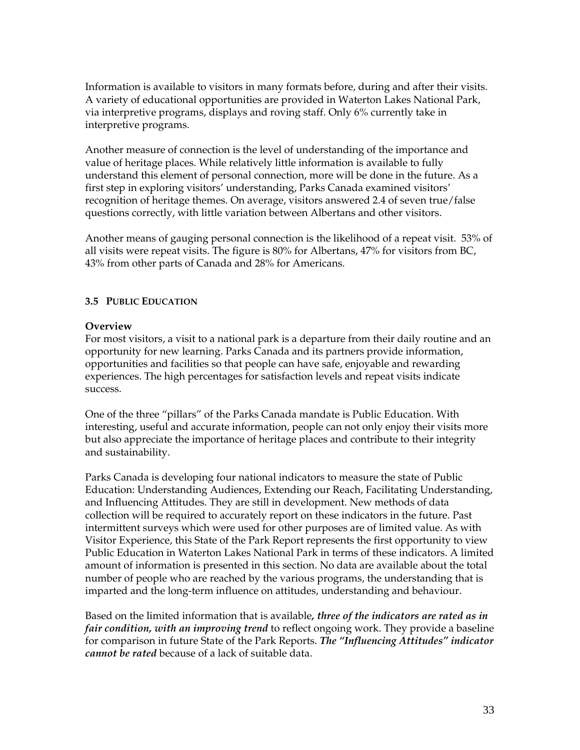Information is available to visitors in many formats before, during and after their visits. A variety of educational opportunities are provided in Waterton Lakes National Park, via interpretive programs, displays and roving staff. Only 6% currently take in interpretive programs.

Another measure of connection is the level of understanding of the importance and value of heritage places. While relatively little information is available to fully understand this element of personal connection, more will be done in the future. As a first step in exploring visitors' understanding, Parks Canada examined visitors' recognition of heritage themes. On average, visitors answered 2.4 of seven true/false questions correctly, with little variation between Albertans and other visitors.

Another means of gauging personal connection is the likelihood of a repeat visit. 53% of all visits were repeat visits. The figure is 80% for Albertans, 47% for visitors from BC, 43% from other parts of Canada and 28% for Americans.

### 3.5 PUBLIC EDUCATION

**Overview**

For most visitors, a visit to a national park is a departure from their daily routine and an opportunity for new learning. Parks Canada and its partners provide information, opportunities and facilities so that people can have safe, enjoyable and rewarding experiences. The high percentages for satisfaction levels and repeat visits indicate success.

One of the three "pillars" of the Parks Canada mandate is Public Education. With interesting, useful and accurate information, people can not only enjoy their visits more but also appreciate the importance of heritage places and contribute to their integrity and sustainability.

Parks Canada is developing four national indicators to measure the state of Public Education: Understanding Audiences, Extending our Reach, Facilitating Understanding, and Influencing Attitudes. They are still in development. New methods of data collection will be required to accurately report on these indicators in the future. Past intermittent surveys which were used for other purposes are of limited value. As with Visitor Experience, this State of the Park Report represents the first opportunity to view Public Education in Waterton Lakes National Park in terms of these indicators. A limited amount of information is presented in this section. No data are available about the total number of people who are reached by the various programs, the understanding that is imparted and the long-term influence on attitudes, understanding and behaviour.

Based on the limited information that is available***, three of the indicators are rated as in fair condition, with an improving trend*** to reflect ongoing work. They provide a baseline for comparison in future State of the Park Reports. ***The "Influencing Attitudes" indicator cannot be rated*** because of a lack of suitable data.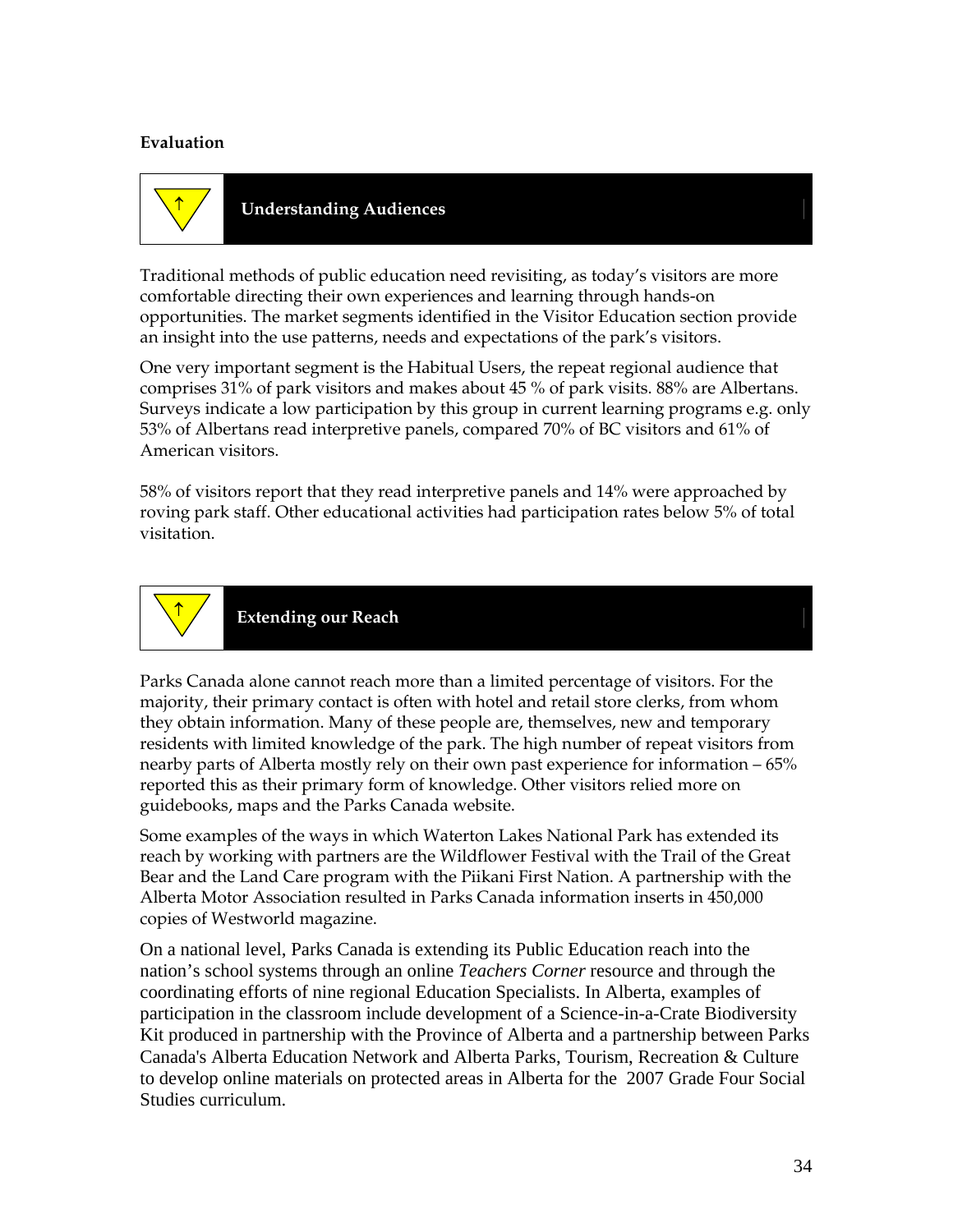**Evaluation**

## ↑ Understanding Audiences

Traditional methods of public education need revisiting, as today's visitors are more comfortable directing their own experiences and learning through hands-on opportunities. The market segments identified in the Visitor Education section provide an insight into the use patterns, needs and expectations of the park's visitors.

One very important segment is the Habitual Users, the repeat regional audience that comprises 31% of park visitors and makes about 45 % of park visits. 88% are Albertans. Surveys indicate a low participation by this group in current learning programs e.g. only 53% of Albertans read interpretive panels, compared 70% of BC visitors and 61% of American visitors.

58% of visitors report that they read interpretive panels and 14% were approached by roving park staff. Other educational activities had participation rates below 5% of total visitation.

## ↑ Extending our Reach

Parks Canada alone cannot reach more than a limited percentage of visitors. For the majority, their primary contact is often with hotel and retail store clerks, from whom they obtain information. Many of these people are, themselves, new and temporary residents with limited knowledge of the park. The high number of repeat visitors from nearby parts of Alberta mostly rely on their own past experience for information – 65% reported this as their primary form of knowledge. Other visitors relied more on guidebooks, maps and the Parks Canada website.

Some examples of the ways in which Waterton Lakes National Park has extended its reach by working with partners are the Wildflower Festival with the Trail of the Great Bear and the Land Care program with the Piikani First Nation. A partnership with the Alberta Motor Association resulted in Parks Canada information inserts in 450,000 copies of Westworld magazine.

On a national level, Parks Canada is extending its Public Education reach into the nation's school systems through an online *Teachers Corner* resource and through the coordinating efforts of nine regional Education Specialists. In Alberta, examples of participation in the classroom include development of a Science-in-a-Crate Biodiversity Kit produced in partnership with the Province of Alberta and a partnership between Parks Canada's Alberta Education Network and Alberta Parks, Tourism, Recreation & Culture to develop online materials on protected areas in Alberta for the 2007 Grade Four Social Studies curriculum.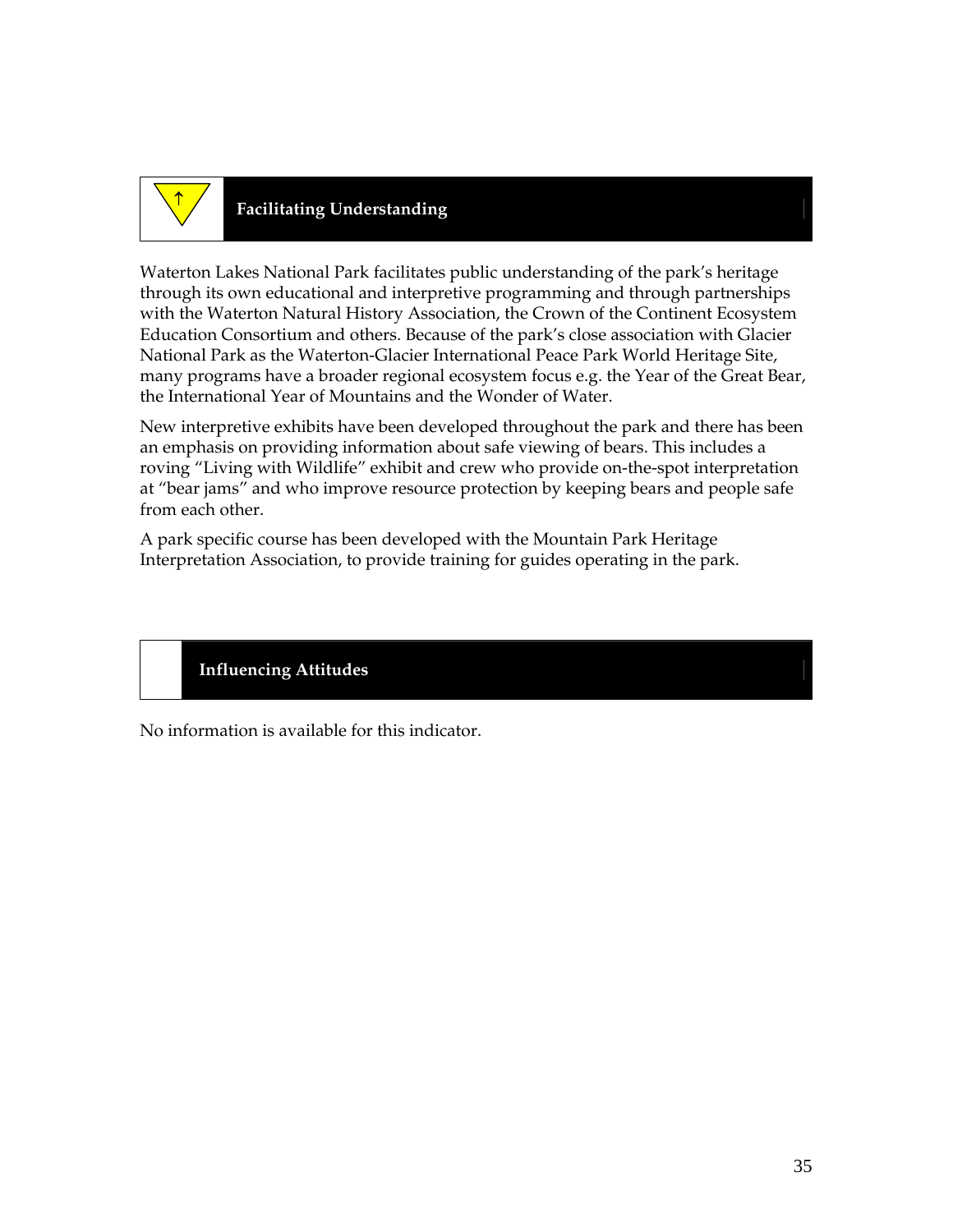## ↑ Facilitating Understanding

Waterton Lakes National Park facilitates public understanding of the park's heritage through its own educational and interpretive programming and through partnerships with the Waterton Natural History Association, the Crown of the Continent Ecosystem Education Consortium and others. Because of the park's close association with Glacier National Park as the Waterton-Glacier International Peace Park World Heritage Site, many programs have a broader regional ecosystem focus e.g. the Year of the Great Bear, the International Year of Mountains and the Wonder of Water.

New interpretive exhibits have been developed throughout the park and there has been an emphasis on providing information about safe viewing of bears. This includes a roving "Living with Wildlife" exhibit and crew who provide on-the-spot interpretation at "bear jams" and who improve resource protection by keeping bears and people safe from each other.

A park specific course has been developed with the Mountain Park Heritage Interpretation Association, to provide training for guides operating in the park.

## Influencing Attitudes

No information is available for this indicator.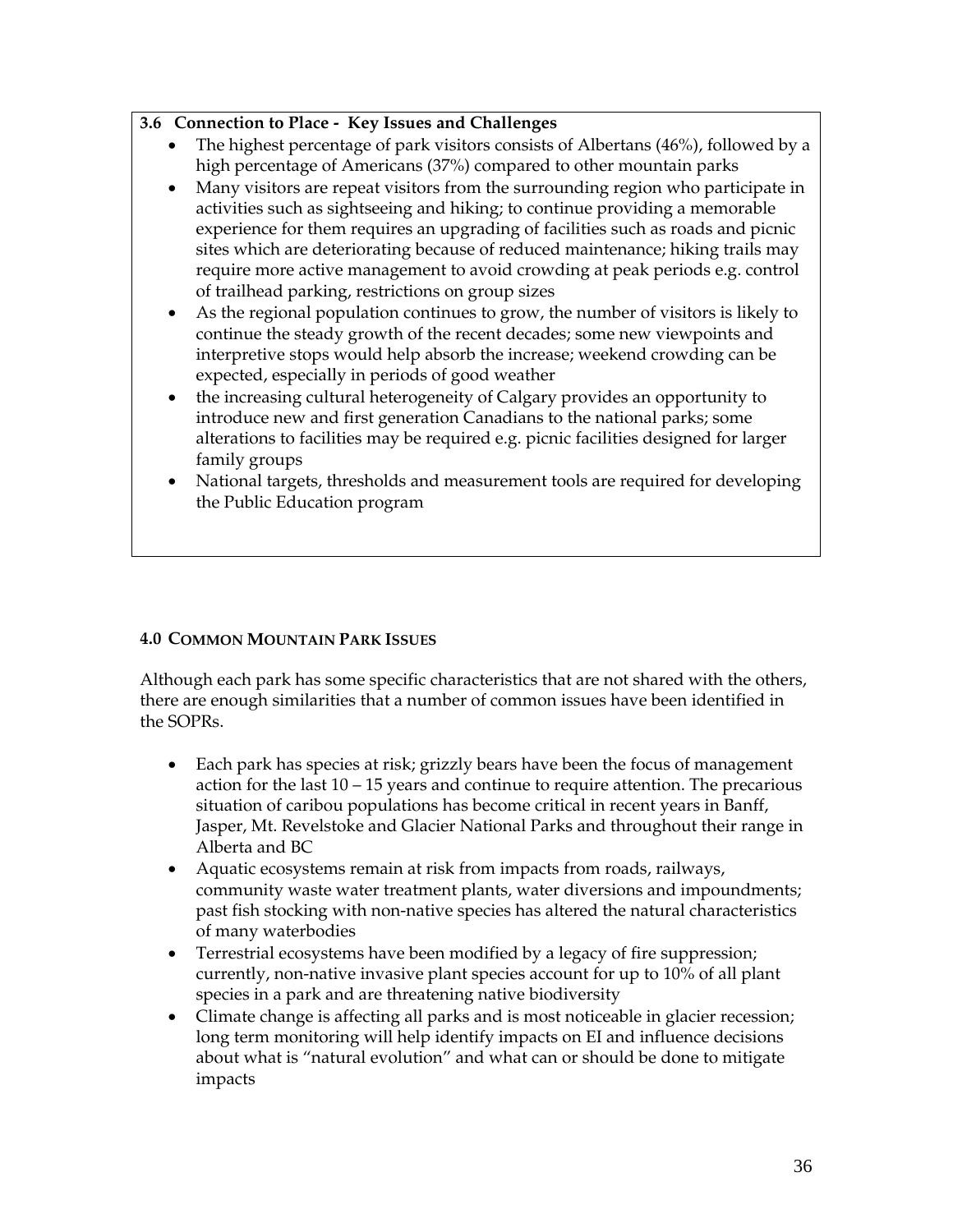### 3.6 Connection to Place - Key Issues and Challenges

- The highest percentage of park visitors consists of Albertans (46%), followed by a high percentage of Americans (37%) compared to other mountain parks
- Many visitors are repeat visitors from the surrounding region who participate in activities such as sightseeing and hiking; to continue providing a memorable experience for them requires an upgrading of facilities such as roads and picnic sites which are deteriorating because of reduced maintenance; hiking trails may require more active management to avoid crowding at peak periods e.g. control of trailhead parking, restrictions on group sizes
- As the regional population continues to grow, the number of visitors is likely to continue the steady growth of the recent decades; some new viewpoints and interpretive stops would help absorb the increase; weekend crowding can be expected, especially in periods of good weather
- the increasing cultural heterogeneity of Calgary provides an opportunity to introduce new and first generation Canadians to the national parks; some alterations to facilities may be required e.g. picnic facilities designed for larger family groups
- National targets, thresholds and measurement tools are required for developing the Public Education program

## 4.0 Common Mountain Park Issues

Although each park has some specific characteristics that are not shared with the others, there are enough similarities that a number of common issues have been identified in the SOPRs.

- Each park has species at risk; grizzly bears have been the focus of management action for the last 10 – 15 years and continue to require attention. The precarious situation of caribou populations has become critical in recent years in Banff, Jasper, Mt. Revelstoke and Glacier National Parks and throughout their range in Alberta and BC
- Aquatic ecosystems remain at risk from impacts from roads, railways, community waste water treatment plants, water diversions and impoundments; past fish stocking with non-native species has altered the natural characteristics of many waterbodies
- Terrestrial ecosystems have been modified by a legacy of fire suppression; currently, non-native invasive plant species account for up to 10% of all plant species in a park and are threatening native biodiversity
- Climate change is affecting all parks and is most noticeable in glacier recession; long term monitoring will help identify impacts on EI and influence decisions about what is "natural evolution" and what can or should be done to mitigate impacts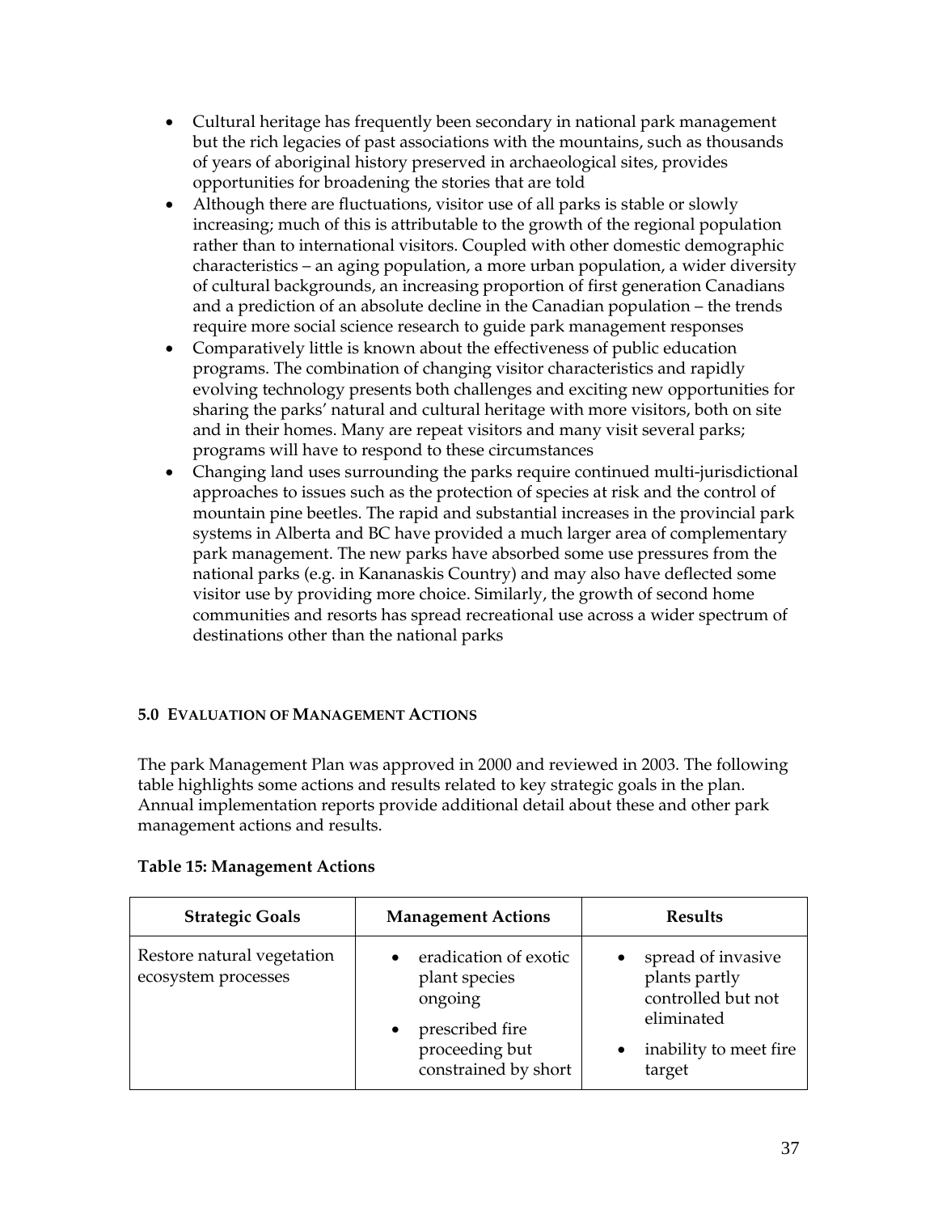- Cultural heritage has frequently been secondary in national park management but the rich legacies of past associations with the mountains, such as thousands of years of aboriginal history preserved in archaeological sites, provides opportunities for broadening the stories that are told
- Although there are fluctuations, visitor use of all parks is stable or slowly increasing; much of this is attributable to the growth of the regional population rather than to international visitors. Coupled with other domestic demographic characteristics – an aging population, a more urban population, a wider diversity of cultural backgrounds, an increasing proportion of first generation Canadians and a prediction of an absolute decline in the Canadian population – the trends require more social science research to guide park management responses
- Comparatively little is known about the effectiveness of public education programs. The combination of changing visitor characteristics and rapidly evolving technology presents both challenges and exciting new opportunities for sharing the parks' natural and cultural heritage with more visitors, both on site and in their homes. Many are repeat visitors and many visit several parks; programs will have to respond to these circumstances
- Changing land uses surrounding the parks require continued multi-jurisdictional approaches to issues such as the protection of species at risk and the control of mountain pine beetles. The rapid and substantial increases in the provincial park systems in Alberta and BC have provided a much larger area of complementary park management. The new parks have absorbed some use pressures from the national parks (e.g. in Kananaskis Country) and may also have deflected some visitor use by providing more choice. Similarly, the growth of second home communities and resorts has spread recreational use across a wider spectrum of destinations other than the national parks

## 5.0 Evaluation of Management Actions

The park Management Plan was approved in 2000 and reviewed in 2003. The following table highlights some actions and results related to key strategic goals in the plan. Annual implementation reports provide additional detail about these and other park management actions and results.

**Table 15: Management Actions**

| Strategic Goals | Management Actions | Results |
|---|---|---|
| Restore natural vegetation ecosystem processes | • eradication of exotic plant species ongoing<br>• prescribed fire proceeding but constrained by short | • spread of invasive plants partly controlled but not eliminated<br>• inability to meet fire target |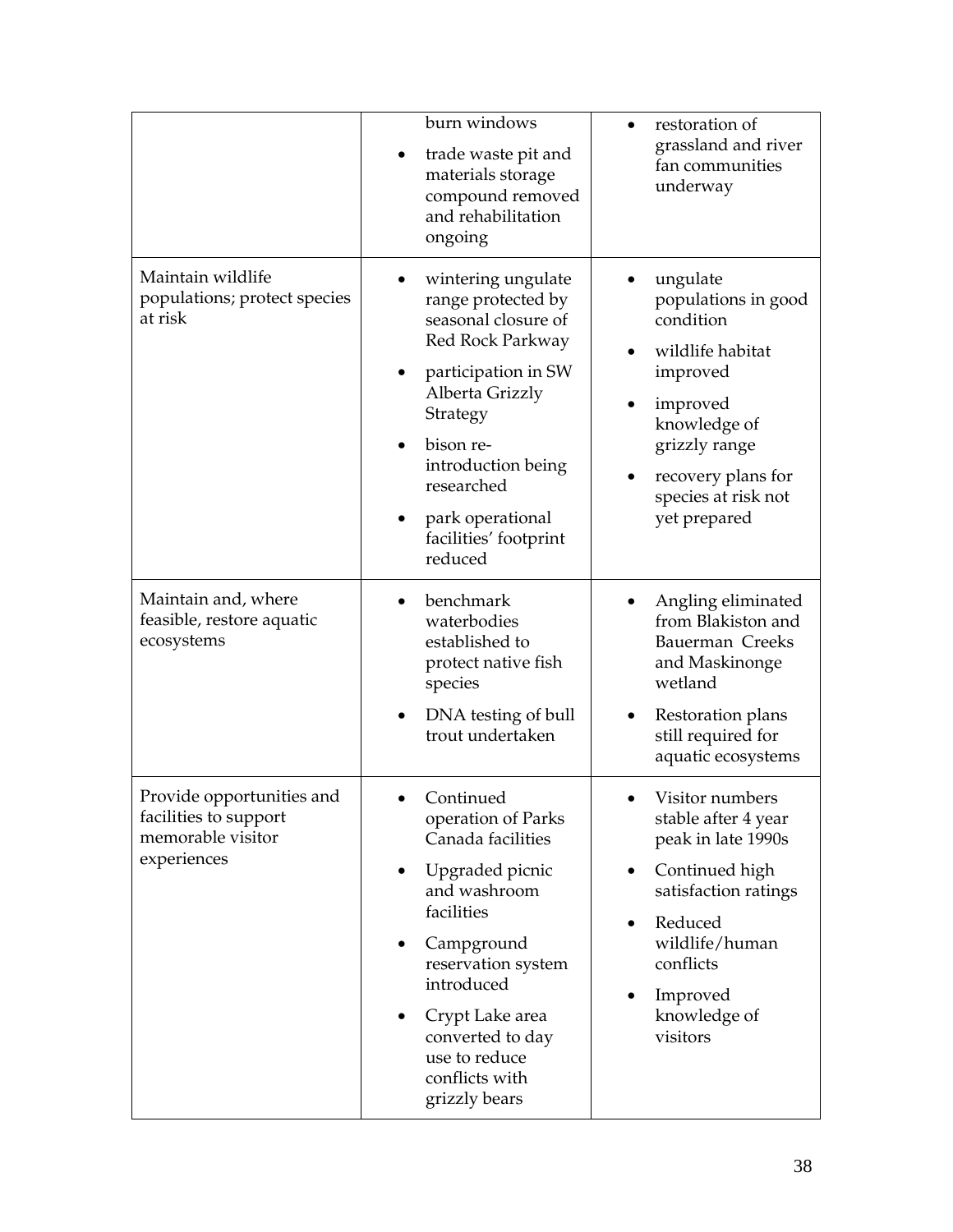| | | |
|---|---|---|
| | burn windows<br>• trade waste pit and materials storage compound removed and rehabilitation ongoing | • restoration of grassland and river fan communities underway |
| Maintain wildlife populations; protect species at risk | • wintering ungulate range protected by seasonal closure of Red Rock Parkway<br>• participation in SW Alberta Grizzly Strategy<br>• bison re-introduction being researched<br>• park operational facilities' footprint reduced | • ungulate populations in good condition<br>• wildlife habitat improved<br>• improved knowledge of grizzly range<br>• recovery plans for species at risk not yet prepared |
| Maintain and, where feasible, restore aquatic ecosystems | • benchmark waterbodies established to protect native fish species<br>• DNA testing of bull trout undertaken | • Angling eliminated from Blakiston and Bauerman Creeks and Maskinonge wetland<br>• Restoration plans still required for aquatic ecosystems |
| Provide opportunities and facilities to support memorable visitor experiences | • Continued operation of Parks Canada facilities<br>• Upgraded picnic and washroom facilities<br>• Campground reservation system introduced<br>• Crypt Lake area converted to day use to reduce conflicts with grizzly bears | • Visitor numbers stable after 4 year peak in late 1990s<br>• Continued high satisfaction ratings<br>• Reduced wildlife/human conflicts<br>• Improved knowledge of visitors |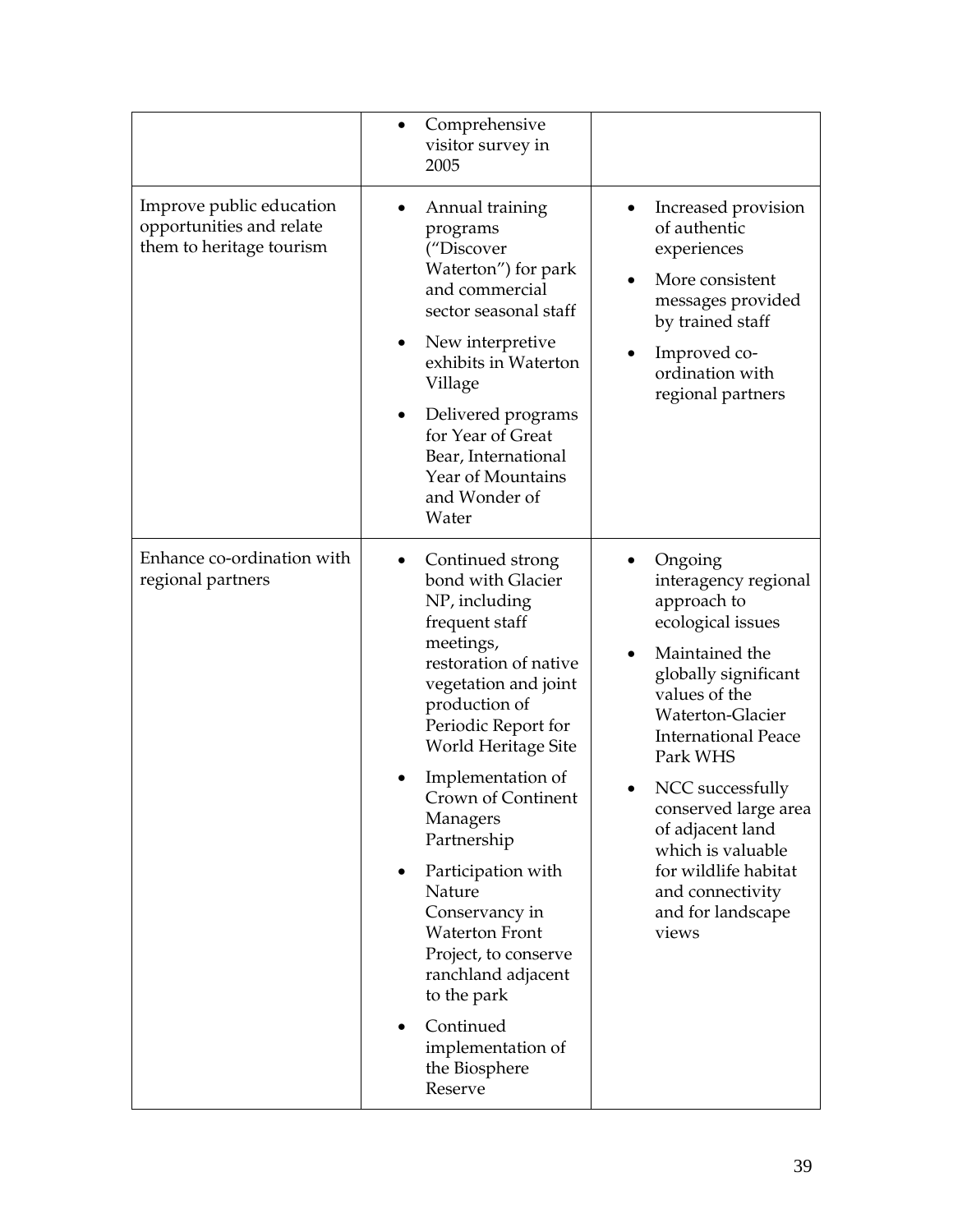|  |  |  |
|---|---|---|
|  | • Comprehensive visitor survey in 2005 |  |
| Improve public education opportunities and relate them to heritage tourism | • Annual training programs ("Discover Waterton") for park and commercial sector seasonal staff<br>• New interpretive exhibits in Waterton Village<br>• Delivered programs for Year of Great Bear, International Year of Mountains and Wonder of Water | • Increased provision of authentic experiences<br>• More consistent messages provided by trained staff<br>• Improved co-ordination with regional partners |
| Enhance co-ordination with regional partners | • Continued strong bond with Glacier NP, including frequent staff meetings, restoration of native vegetation and joint production of Periodic Report for World Heritage Site<br>• Implementation of Crown of Continent Managers Partnership<br>• Participation with Nature Conservancy in Waterton Front Project, to conserve ranchland adjacent to the park<br>• Continued implementation of the Biosphere Reserve | • Ongoing interagency regional approach to ecological issues<br>• Maintained the globally significant values of the Waterton-Glacier International Peace Park WHS<br>• NCC successfully conserved large area of adjacent land which is valuable for wildlife habitat and connectivity and for landscape views |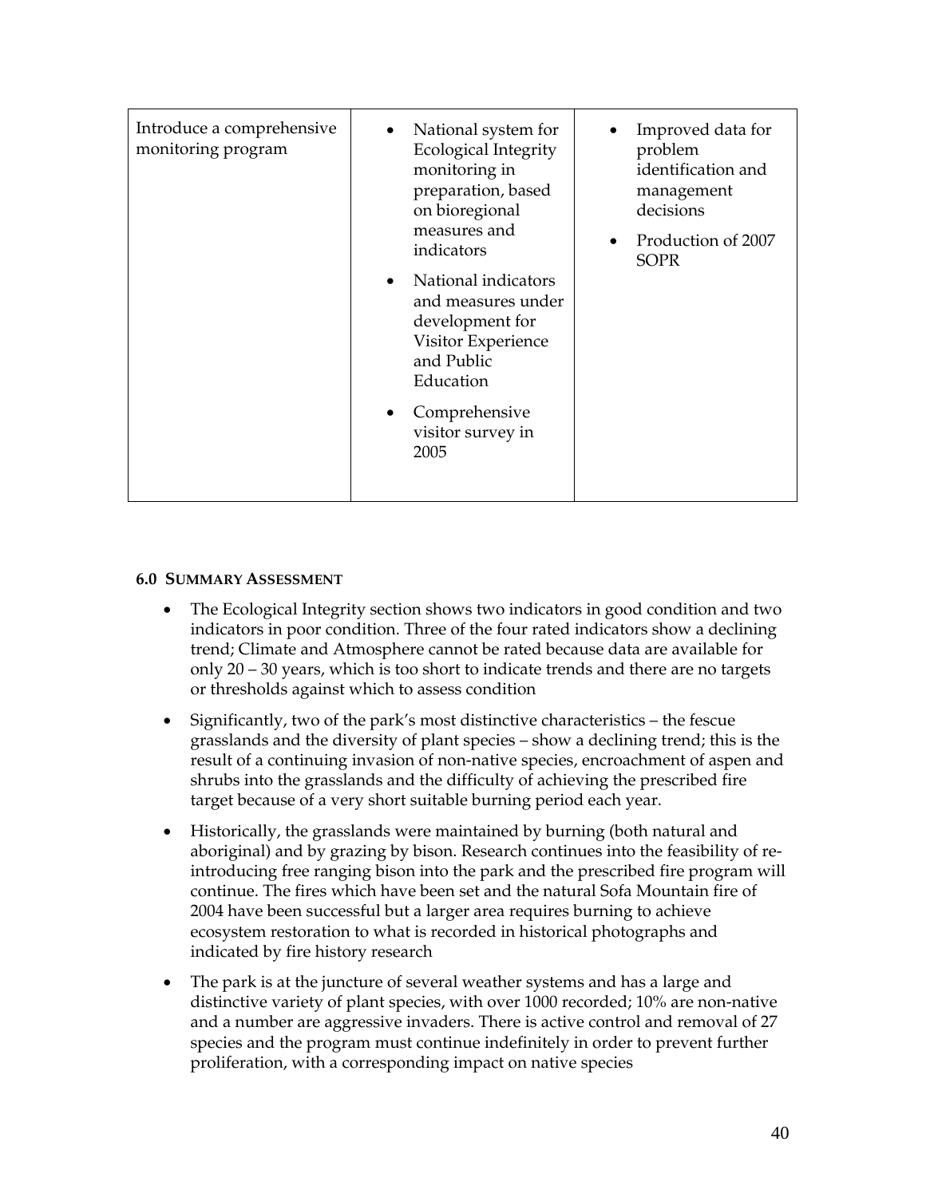| | | |
|---|---|---|
| Introduce a comprehensive monitoring program | • National system for Ecological Integrity monitoring in preparation, based on bioregional measures and indicators<br>• National indicators and measures under development for Visitor Experience and Public Education<br>• Comprehensive visitor survey in 2005 | • Improved data for problem identification and management decisions<br>• Production of 2007 SOPR |

#### 6.0 SUMMARY ASSESSMENT

- The Ecological Integrity section shows two indicators in good condition and two indicators in poor condition. Three of the four rated indicators show a declining trend; Climate and Atmosphere cannot be rated because data are available for only 20 – 30 years, which is too short to indicate trends and there are no targets or thresholds against which to assess condition
- Significantly, two of the park's most distinctive characteristics – the fescue grasslands and the diversity of plant species – show a declining trend; this is the result of a continuing invasion of non-native species, encroachment of aspen and shrubs into the grasslands and the difficulty of achieving the prescribed fire target because of a very short suitable burning period each year.
- Historically, the grasslands were maintained by burning (both natural and aboriginal) and by grazing by bison. Research continues into the feasibility of re-introducing free ranging bison into the park and the prescribed fire program will continue. The fires which have been set and the natural Sofa Mountain fire of 2004 have been successful but a larger area requires burning to achieve ecosystem restoration to what is recorded in historical photographs and indicated by fire history research
- The park is at the juncture of several weather systems and has a large and distinctive variety of plant species, with over 1000 recorded; 10% are non-native and a number are aggressive invaders. There is active control and removal of 27 species and the program must continue indefinitely in order to prevent further proliferation, with a corresponding impact on native species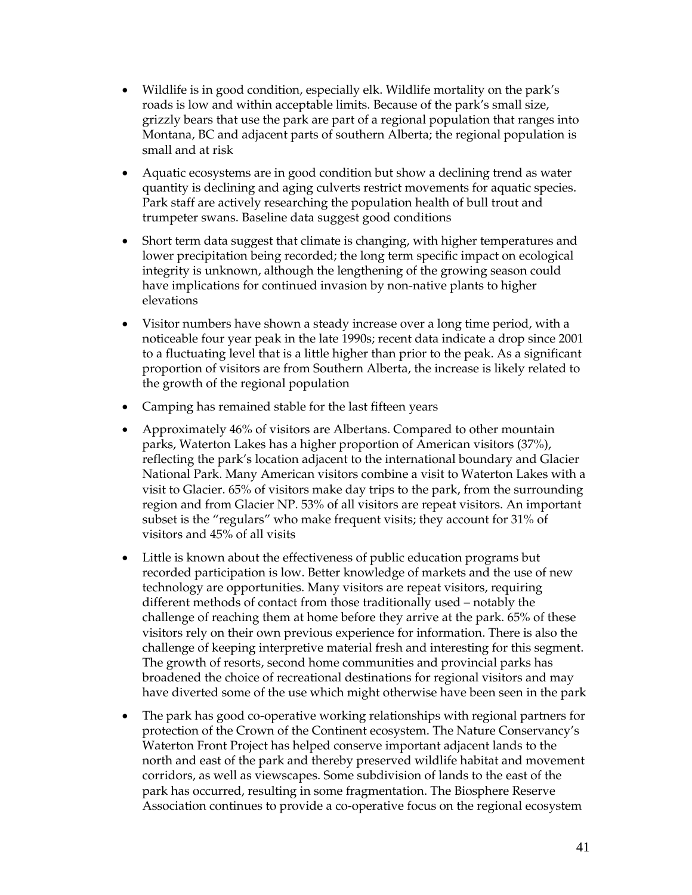- Wildlife is in good condition, especially elk. Wildlife mortality on the park's roads is low and within acceptable limits. Because of the park's small size, grizzly bears that use the park are part of a regional population that ranges into Montana, BC and adjacent parts of southern Alberta; the regional population is small and at risk

- Aquatic ecosystems are in good condition but show a declining trend as water quantity is declining and aging culverts restrict movements for aquatic species. Park staff are actively researching the population health of bull trout and trumpeter swans. Baseline data suggest good conditions

- Short term data suggest that climate is changing, with higher temperatures and lower precipitation being recorded; the long term specific impact on ecological integrity is unknown, although the lengthening of the growing season could have implications for continued invasion by non-native plants to higher elevations

- Visitor numbers have shown a steady increase over a long time period, with a noticeable four year peak in the late 1990s; recent data indicate a drop since 2001 to a fluctuating level that is a little higher than prior to the peak. As a significant proportion of visitors are from Southern Alberta, the increase is likely related to the growth of the regional population

- Camping has remained stable for the last fifteen years

- Approximately 46% of visitors are Albertans. Compared to other mountain parks, Waterton Lakes has a higher proportion of American visitors (37%), reflecting the park's location adjacent to the international boundary and Glacier National Park. Many American visitors combine a visit to Waterton Lakes with a visit to Glacier. 65% of visitors make day trips to the park, from the surrounding region and from Glacier NP. 53% of all visitors are repeat visitors. An important subset is the "regulars" who make frequent visits; they account for 31% of visitors and 45% of all visits

- Little is known about the effectiveness of public education programs but recorded participation is low. Better knowledge of markets and the use of new technology are opportunities. Many visitors are repeat visitors, requiring different methods of contact from those traditionally used – notably the challenge of reaching them at home before they arrive at the park. 65% of these visitors rely on their own previous experience for information. There is also the challenge of keeping interpretive material fresh and interesting for this segment. The growth of resorts, second home communities and provincial parks has broadened the choice of recreational destinations for regional visitors and may have diverted some of the use which might otherwise have been seen in the park

- The park has good co-operative working relationships with regional partners for protection of the Crown of the Continent ecosystem. The Nature Conservancy's Waterton Front Project has helped conserve important adjacent lands to the north and east of the park and thereby preserved wildlife habitat and movement corridors, as well as viewscapes. Some subdivision of lands to the east of the park has occurred, resulting in some fragmentation. The Biosphere Reserve Association continues to provide a co-operative focus on the regional ecosystem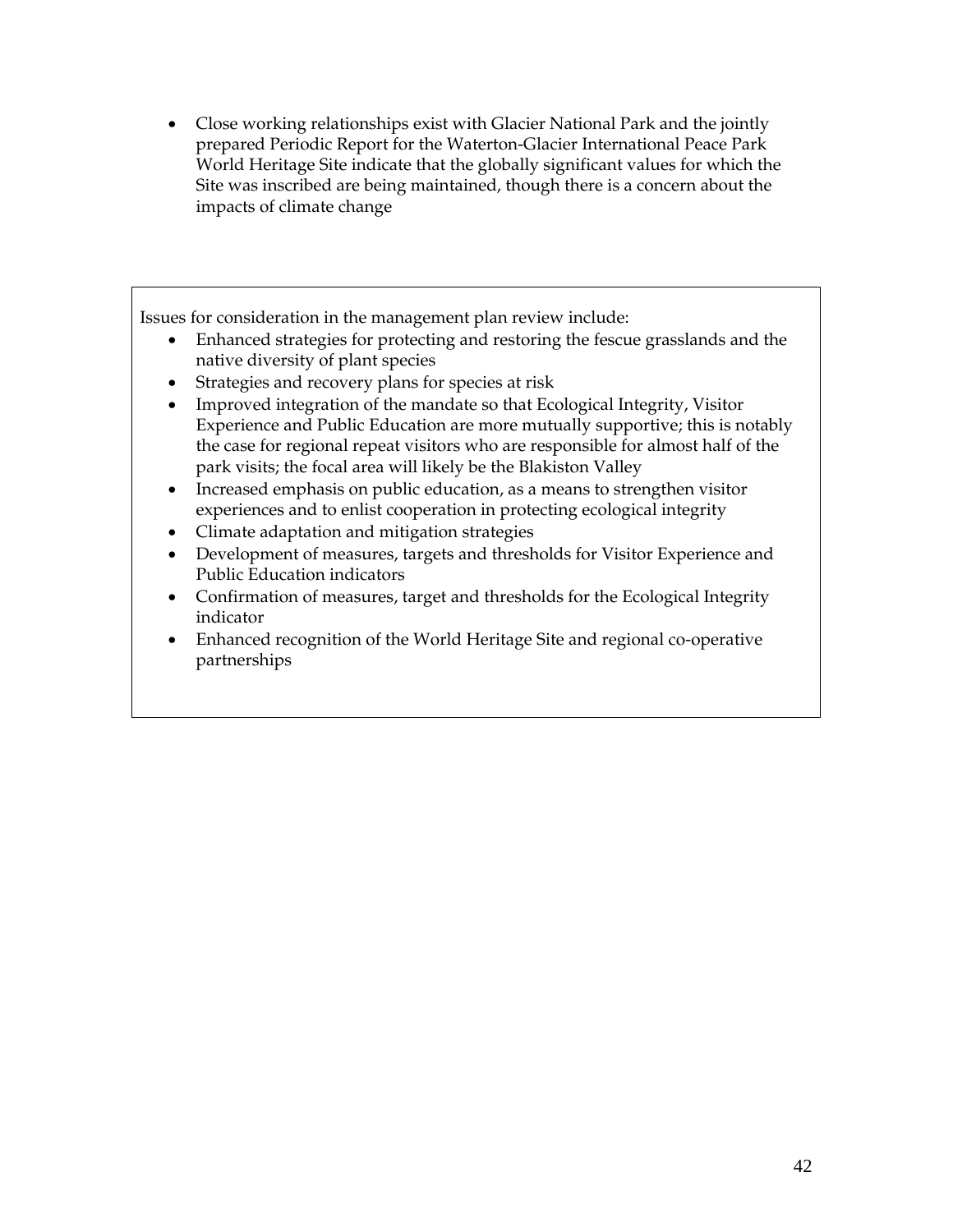- Close working relationships exist with Glacier National Park and the jointly prepared Periodic Report for the Waterton-Glacier International Peace Park World Heritage Site indicate that the globally significant values for which the Site was inscribed are being maintained, though there is a concern about the impacts of climate change

Issues for consideration in the management plan review include:

- Enhanced strategies for protecting and restoring the fescue grasslands and the native diversity of plant species
- Strategies and recovery plans for species at risk
- Improved integration of the mandate so that Ecological Integrity, Visitor Experience and Public Education are more mutually supportive; this is notably the case for regional repeat visitors who are responsible for almost half of the park visits; the focal area will likely be the Blakiston Valley
- Increased emphasis on public education, as a means to strengthen visitor experiences and to enlist cooperation in protecting ecological integrity
- Climate adaptation and mitigation strategies
- Development of measures, targets and thresholds for Visitor Experience and Public Education indicators
- Confirmation of measures, target and thresholds for the Ecological Integrity indicator
- Enhanced recognition of the World Heritage Site and regional co-operative partnerships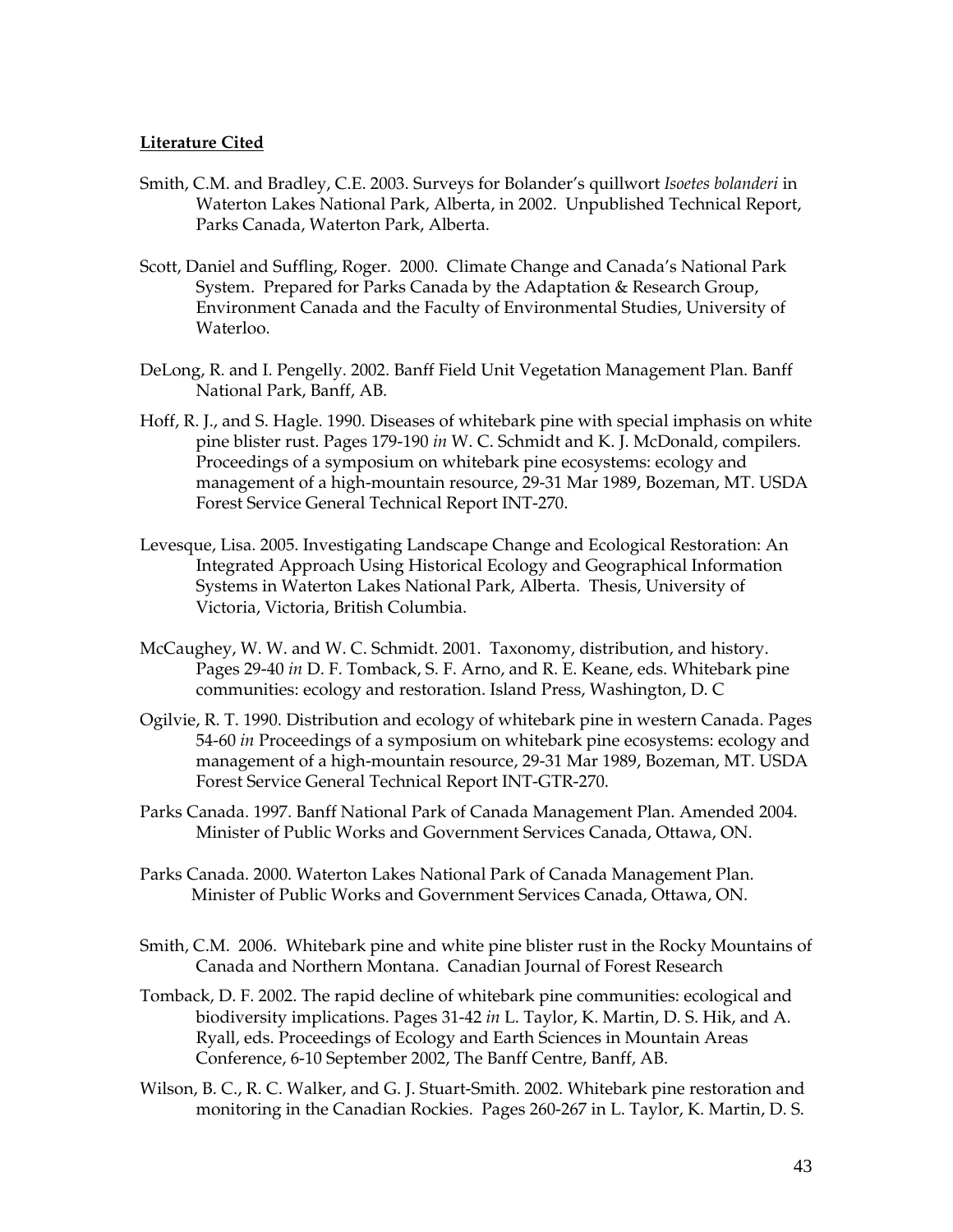**Literature Cited**

Smith, C.M. and Bradley, C.E. 2003. Surveys for Bolander's quillwort *Isoetes bolanderi* in Waterton Lakes National Park, Alberta, in 2002. Unpublished Technical Report, Parks Canada, Waterton Park, Alberta.

Scott, Daniel and Suffling, Roger. 2000. Climate Change and Canada's National Park System. Prepared for Parks Canada by the Adaptation & Research Group, Environment Canada and the Faculty of Environmental Studies, University of Waterloo.

DeLong, R. and I. Pengelly. 2002. Banff Field Unit Vegetation Management Plan. Banff National Park, Banff, AB.

Hoff, R. J., and S. Hagle. 1990. Diseases of whitebark pine with special imphasis on white pine blister rust. Pages 179-190 *in* W. C. Schmidt and K. J. McDonald, compilers. Proceedings of a symposium on whitebark pine ecosystems: ecology and management of a high-mountain resource, 29-31 Mar 1989, Bozeman, MT. USDA Forest Service General Technical Report INT-270.

Levesque, Lisa. 2005. Investigating Landscape Change and Ecological Restoration: An Integrated Approach Using Historical Ecology and Geographical Information Systems in Waterton Lakes National Park, Alberta. Thesis, University of Victoria, Victoria, British Columbia.

McCaughey, W. W. and W. C. Schmidt. 2001. Taxonomy, distribution, and history. Pages 29-40 *in* D. F. Tomback, S. F. Arno, and R. E. Keane, eds. Whitebark pine communities: ecology and restoration. Island Press, Washington, D. C

Ogilvie, R. T. 1990. Distribution and ecology of whitebark pine in western Canada. Pages 54-60 *in* Proceedings of a symposium on whitebark pine ecosystems: ecology and management of a high-mountain resource, 29-31 Mar 1989, Bozeman, MT. USDA Forest Service General Technical Report INT-GTR-270.

Parks Canada. 1997. Banff National Park of Canada Management Plan. Amended 2004. Minister of Public Works and Government Services Canada, Ottawa, ON.

Parks Canada. 2000. Waterton Lakes National Park of Canada Management Plan. Minister of Public Works and Government Services Canada, Ottawa, ON.

Smith, C.M. 2006. Whitebark pine and white pine blister rust in the Rocky Mountains of Canada and Northern Montana. Canadian Journal of Forest Research

Tomback, D. F. 2002. The rapid decline of whitebark pine communities: ecological and biodiversity implications. Pages 31-42 *in* L. Taylor, K. Martin, D. S. Hik, and A. Ryall, eds. Proceedings of Ecology and Earth Sciences in Mountain Areas Conference, 6-10 September 2002, The Banff Centre, Banff, AB.

Wilson, B. C., R. C. Walker, and G. J. Stuart-Smith. 2002. Whitebark pine restoration and monitoring in the Canadian Rockies. Pages 260-267 in L. Taylor, K. Martin, D. S.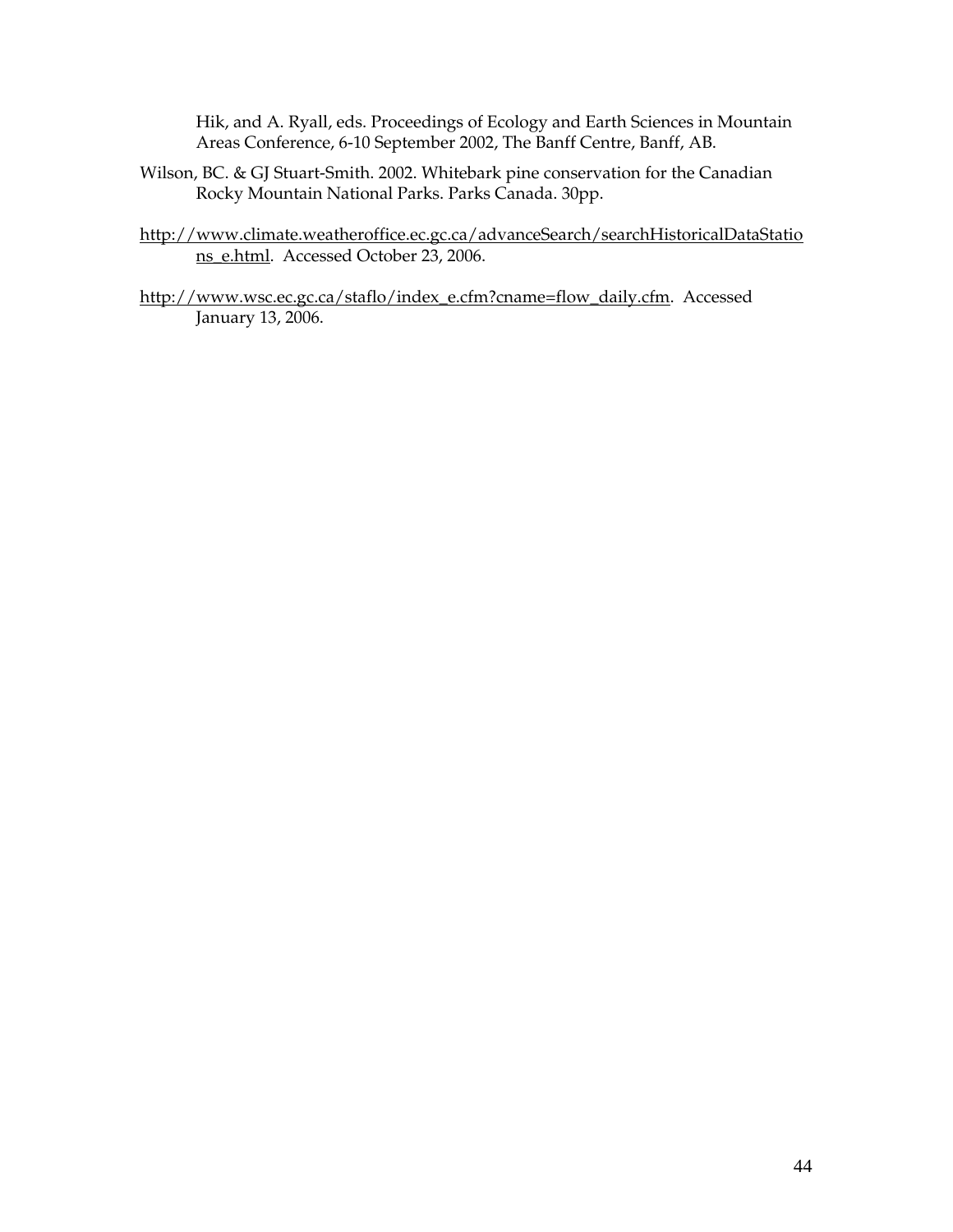Hik, and A. Ryall, eds. Proceedings of Ecology and Earth Sciences in Mountain Areas Conference, 6-10 September 2002, The Banff Centre, Banff, AB.

Wilson, BC. & GJ Stuart-Smith. 2002. Whitebark pine conservation for the Canadian Rocky Mountain National Parks. Parks Canada. 30pp.

http://www.climate.weatheroffice.ec.gc.ca/advanceSearch/searchHistoricalDataStations_e.html. Accessed October 23, 2006.

http://www.wsc.ec.gc.ca/staflo/index_e.cfm?cname=flow_daily.cfm. Accessed January 13, 2006.